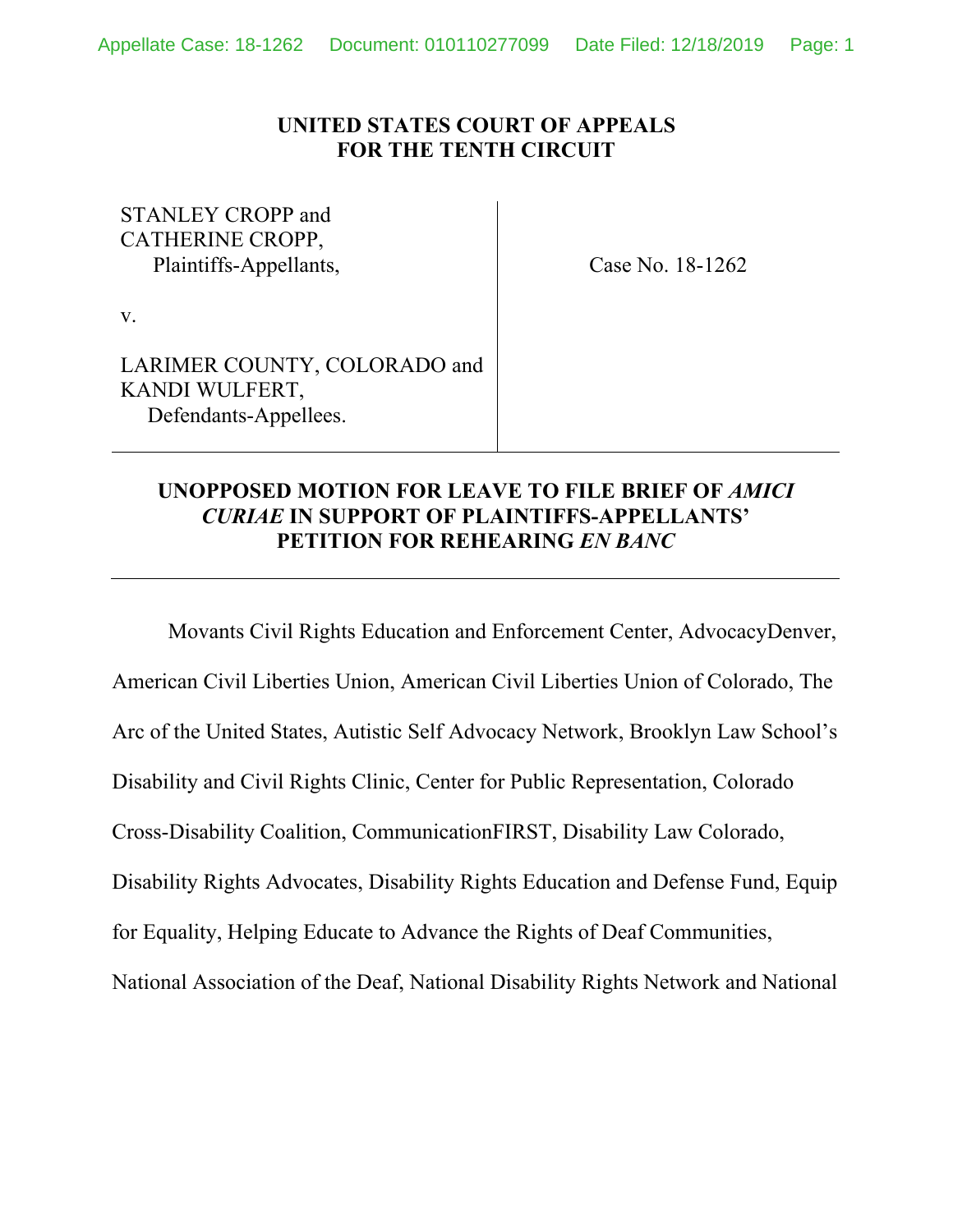**UNITED STATES COURT OF APPEALS**
**FOR THE TENTH CIRCUIT**

| | |
|---|---|
| STANLEY CROPP and CATHERINE CROPP, Plaintiffs-Appellants, v. LARIMER COUNTY, COLORADO and KANDI WULFERT, Defendants-Appellees. | Case No. 18-1262 |

**UNOPPOSED MOTION FOR LEAVE TO FILE BRIEF OF *AMICI CURIAE* IN SUPPORT OF PLAINTIFFS-APPELLANTS' PETITION FOR REHEARING *EN BANC***

Movants Civil Rights Education and Enforcement Center, AdvocacyDenver, American Civil Liberties Union, American Civil Liberties Union of Colorado, The Arc of the United States, Autistic Self Advocacy Network, Brooklyn Law School's Disability and Civil Rights Clinic, Center for Public Representation, Colorado Cross-Disability Coalition, CommunicationFIRST, Disability Law Colorado, Disability Rights Advocates, Disability Rights Education and Defense Fund, Equip for Equality, Helping Educate to Advance the Rights of Deaf Communities, National Association of the Deaf, National Disability Rights Network and National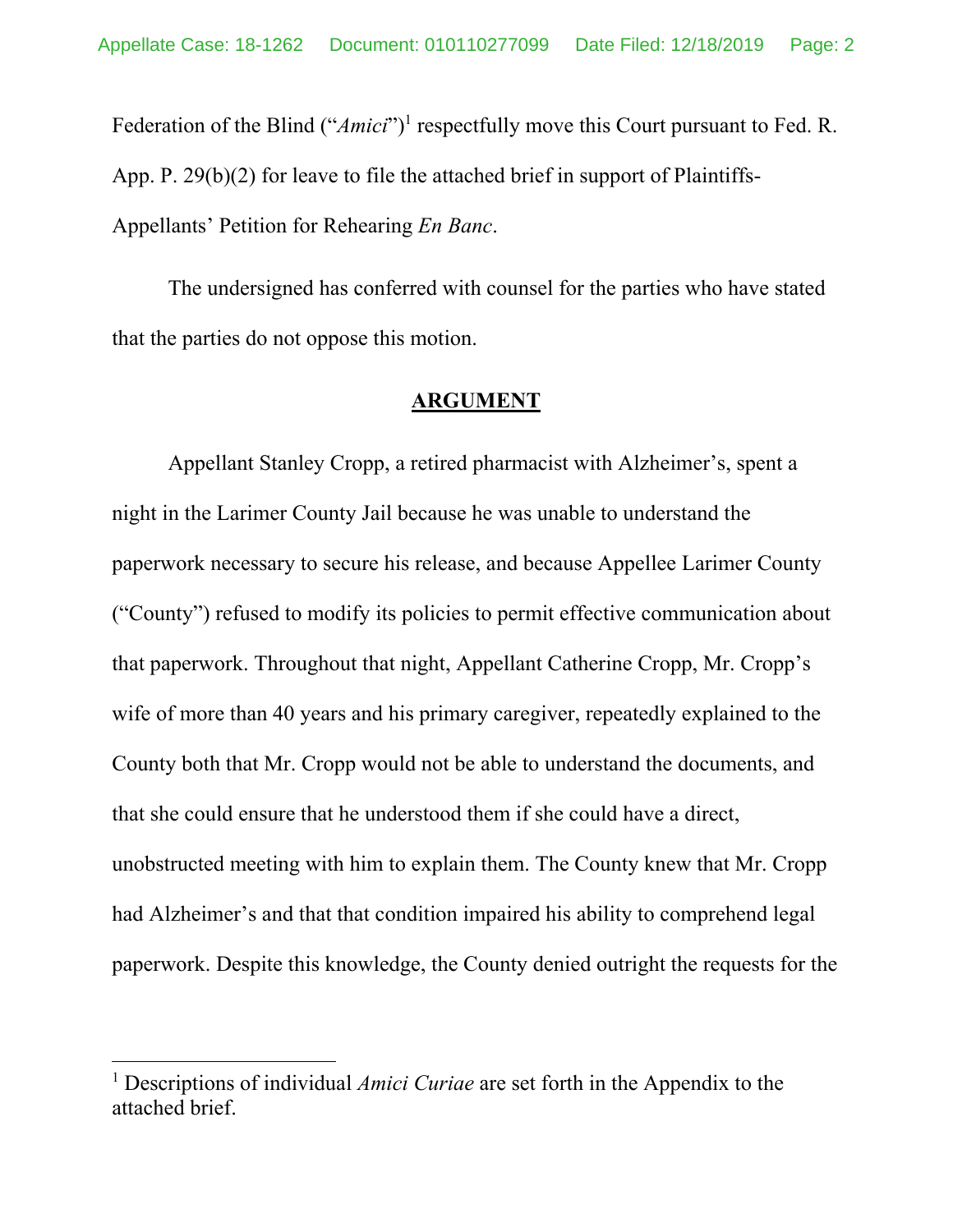Federation of the Blind ("*Amici*")[1] respectfully move this Court pursuant to Fed. R. App. P. 29(b)(2) for leave to file the attached brief in support of Plaintiffs-Appellants' Petition for Rehearing *En Banc*.

The undersigned has conferred with counsel for the parties who have stated that the parties do not oppose this motion.

## ARGUMENT

Appellant Stanley Cropp, a retired pharmacist with Alzheimer's, spent a night in the Larimer County Jail because he was unable to understand the paperwork necessary to secure his release, and because Appellee Larimer County ("County") refused to modify its policies to permit effective communication about that paperwork. Throughout that night, Appellant Catherine Cropp, Mr. Cropp's wife of more than 40 years and his primary caregiver, repeatedly explained to the County both that Mr. Cropp would not be able to understand the documents, and that she could ensure that he understood them if she could have a direct, unobstructed meeting with him to explain them. The County knew that Mr. Cropp had Alzheimer's and that that condition impaired his ability to comprehend legal paperwork. Despite this knowledge, the County denied outright the requests for the

[1] Descriptions of individual *Amici Curiae* are set forth in the Appendix to the attached brief.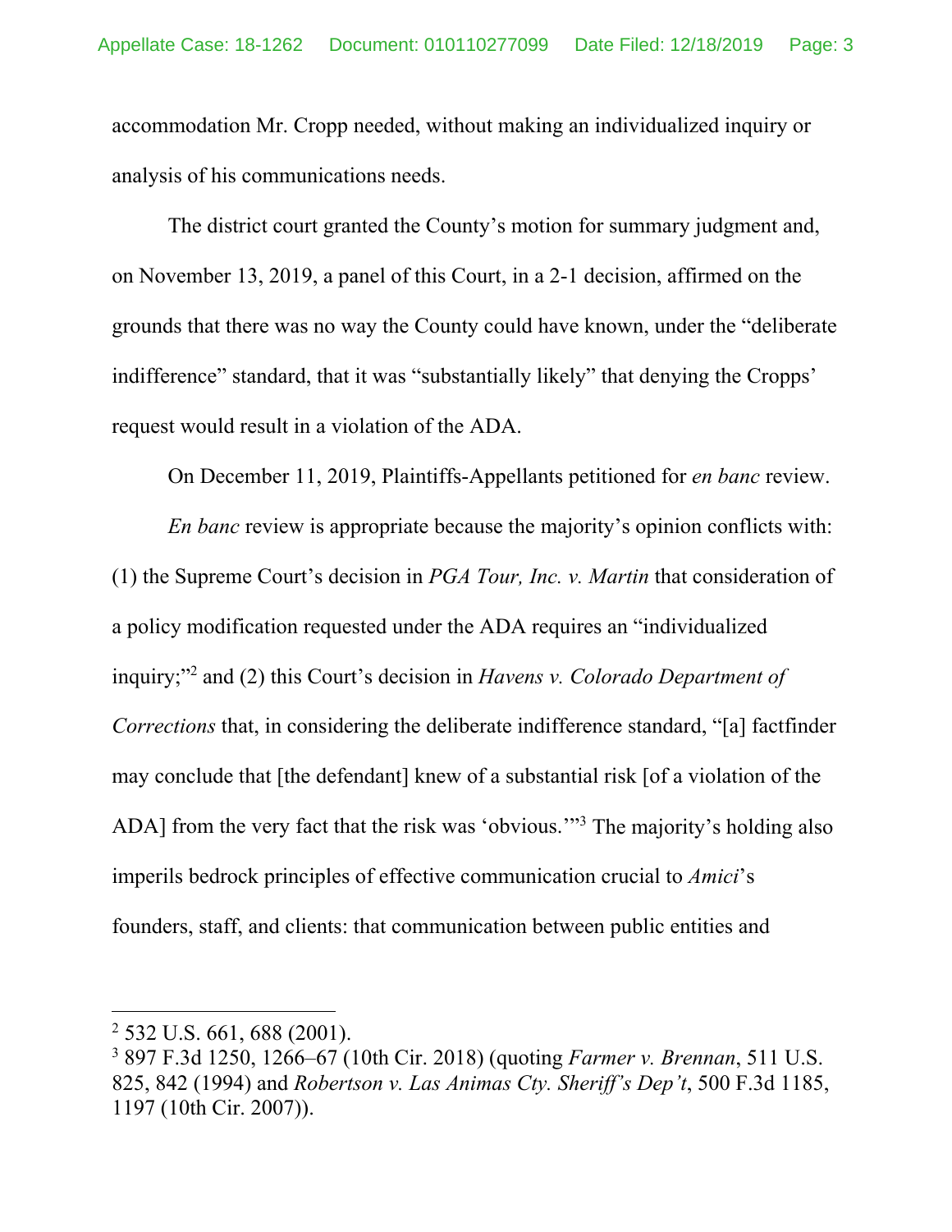accommodation Mr. Cropp needed, without making an individualized inquiry or analysis of his communications needs.

The district court granted the County's motion for summary judgment and, on November 13, 2019, a panel of this Court, in a 2-1 decision, affirmed on the grounds that there was no way the County could have known, under the "deliberate indifference" standard, that it was "substantially likely" that denying the Cropps' request would result in a violation of the ADA.

On December 11, 2019, Plaintiffs-Appellants petitioned for *en banc* review.

*En banc* review is appropriate because the majority's opinion conflicts with: (1) the Supreme Court's decision in *PGA Tour, Inc. v. Martin* that consideration of a policy modification requested under the ADA requires an "individualized inquiry;"[2] and (2) this Court's decision in *Havens v. Colorado Department of Corrections* that, in considering the deliberate indifference standard, "[a] factfinder may conclude that [the defendant] knew of a substantial risk [of a violation of the ADA] from the very fact that the risk was 'obvious.'"[3] The majority's holding also imperils bedrock principles of effective communication crucial to *Amici*'s founders, staff, and clients: that communication between public entities and

---

[2] 532 U.S. 661, 688 (2001).

[3] 897 F.3d 1250, 1266–67 (10th Cir. 2018) (quoting *Farmer v. Brennan*, 511 U.S. 825, 842 (1994) and *Robertson v. Las Animas Cty. Sheriff's Dep't*, 500 F.3d 1185, 1197 (10th Cir. 2007)).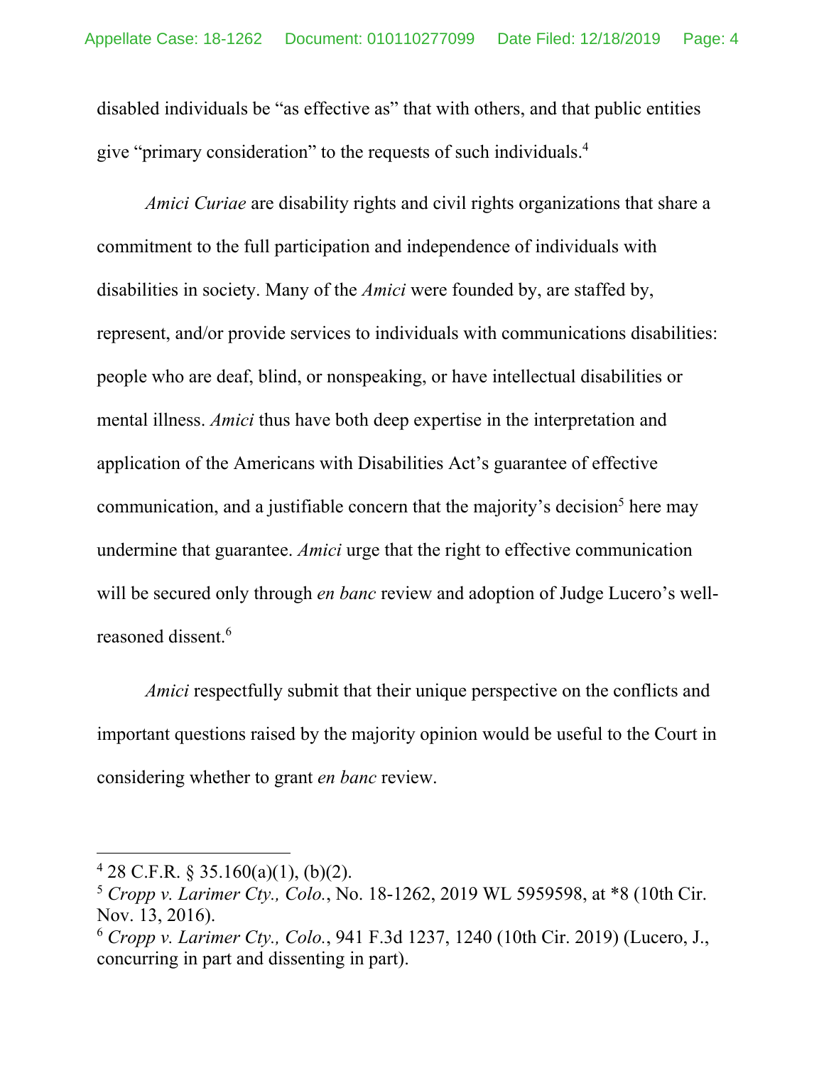disabled individuals be "as effective as" that with others, and that public entities give "primary consideration" to the requests of such individuals.[4]

*Amici Curiae* are disability rights and civil rights organizations that share a commitment to the full participation and independence of individuals with disabilities in society. Many of the *Amici* were founded by, are staffed by, represent, and/or provide services to individuals with communications disabilities: people who are deaf, blind, or nonspeaking, or have intellectual disabilities or mental illness. *Amici* thus have both deep expertise in the interpretation and application of the Americans with Disabilities Act's guarantee of effective communication, and a justifiable concern that the majority's decision[5] here may undermine that guarantee. *Amici* urge that the right to effective communication will be secured only through *en banc* review and adoption of Judge Lucero's well-reasoned dissent.[6]

*Amici* respectfully submit that their unique perspective on the conflicts and important questions raised by the majority opinion would be useful to the Court in considering whether to grant *en banc* review.

---

[4] 28 C.F.R. § 35.160(a)(1), (b)(2).

[5] *Cropp v. Larimer Cty., Colo.*, No. 18-1262, 2019 WL 5959598, at *8 (10th Cir. Nov. 13, 2016).

[6] *Cropp v. Larimer Cty., Colo.*, 941 F.3d 1237, 1240 (10th Cir. 2019) (Lucero, J., concurring in part and dissenting in part).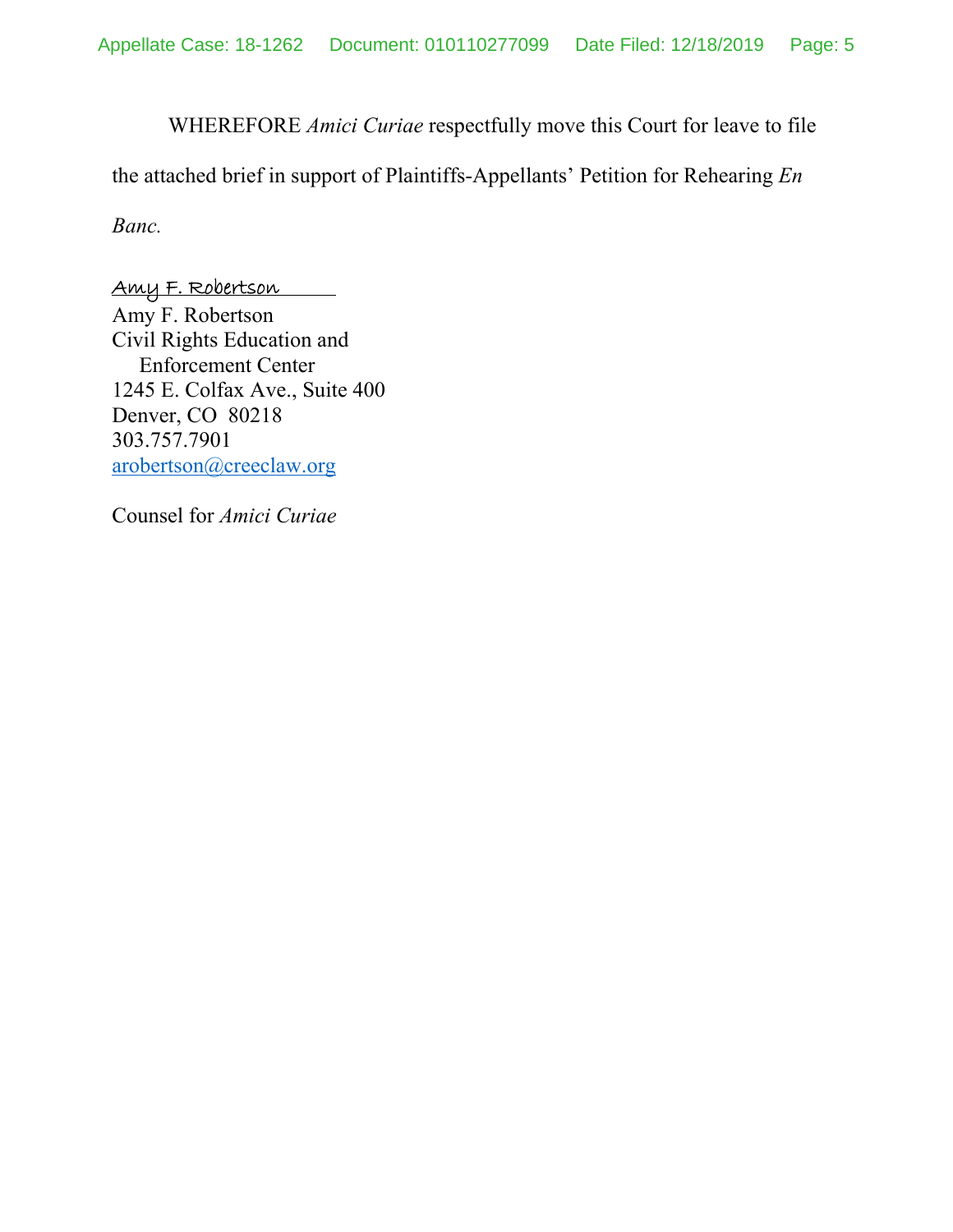WHEREFORE *Amici Curiae* respectfully move this Court for leave to file the attached brief in support of Plaintiffs-Appellants' Petition for Rehearing *En Banc.*

Amy F. Robertson
Amy F. Robertson
Civil Rights Education and
Enforcement Center
1245 E. Colfax Ave., Suite 400
Denver, CO 80218
303.757.7901
arobertson@creeclaw.org

Counsel for *Amici Curiae*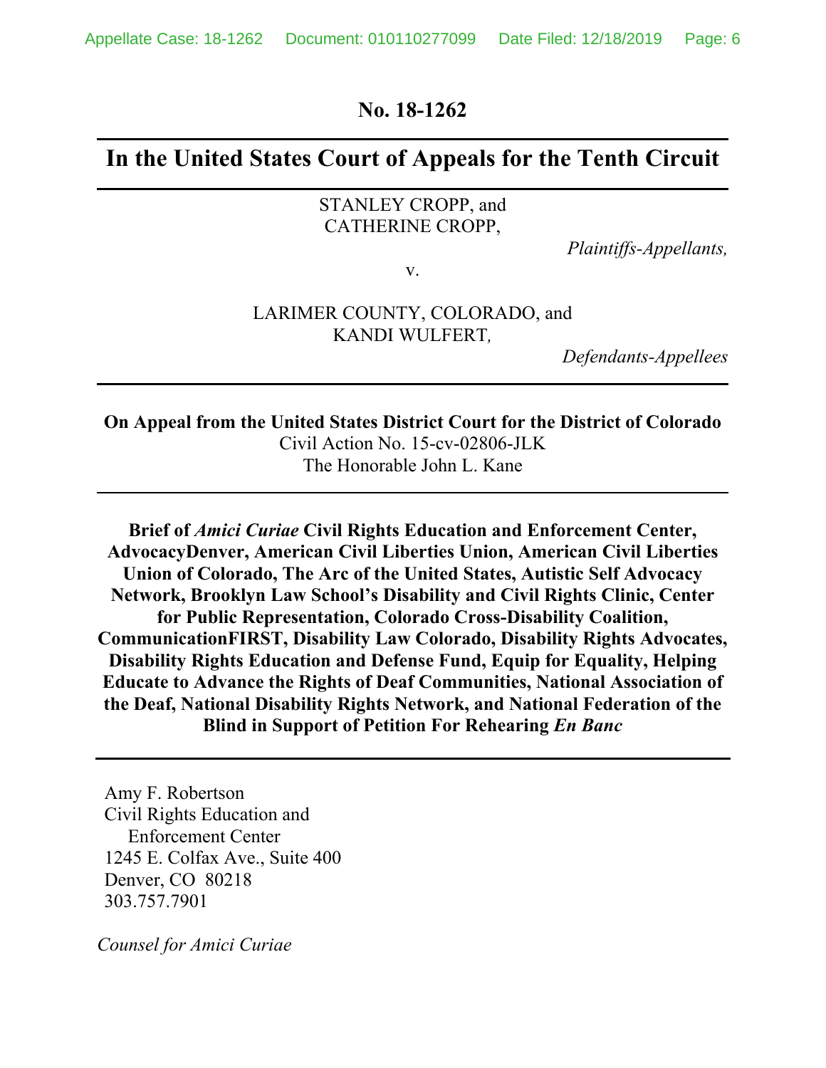**No. 18-1262**

---

# In the United States Court of Appeals for the Tenth Circuit

---

STANLEY CROPP, and
CATHERINE CROPP,

*Plaintiffs-Appellants,*

v.

LARIMER COUNTY, COLORADO, and
KANDI WULFERT*,*

*Defendants-Appellees*

---

**On Appeal from the United States District Court for the District of Colorado**
Civil Action No. 15-cv-02806-JLK
The Honorable John L. Kane

---

**Brief of *Amici Curiae* Civil Rights Education and Enforcement Center, AdvocacyDenver, American Civil Liberties Union, American Civil Liberties Union of Colorado, The Arc of the United States, Autistic Self Advocacy Network, Brooklyn Law School's Disability and Civil Rights Clinic, Center for Public Representation, Colorado Cross-Disability Coalition, CommunicationFIRST, Disability Law Colorado, Disability Rights Advocates, Disability Rights Education and Defense Fund, Equip for Equality, Helping Educate to Advance the Rights of Deaf Communities, National Association of the Deaf, National Disability Rights Network, and National Federation of the Blind in Support of Petition For Rehearing *En Banc***

---

Amy F. Robertson
Civil Rights Education and
Enforcement Center
1245 E. Colfax Ave., Suite 400
Denver, CO 80218
303.757.7901

*Counsel for Amici Curiae*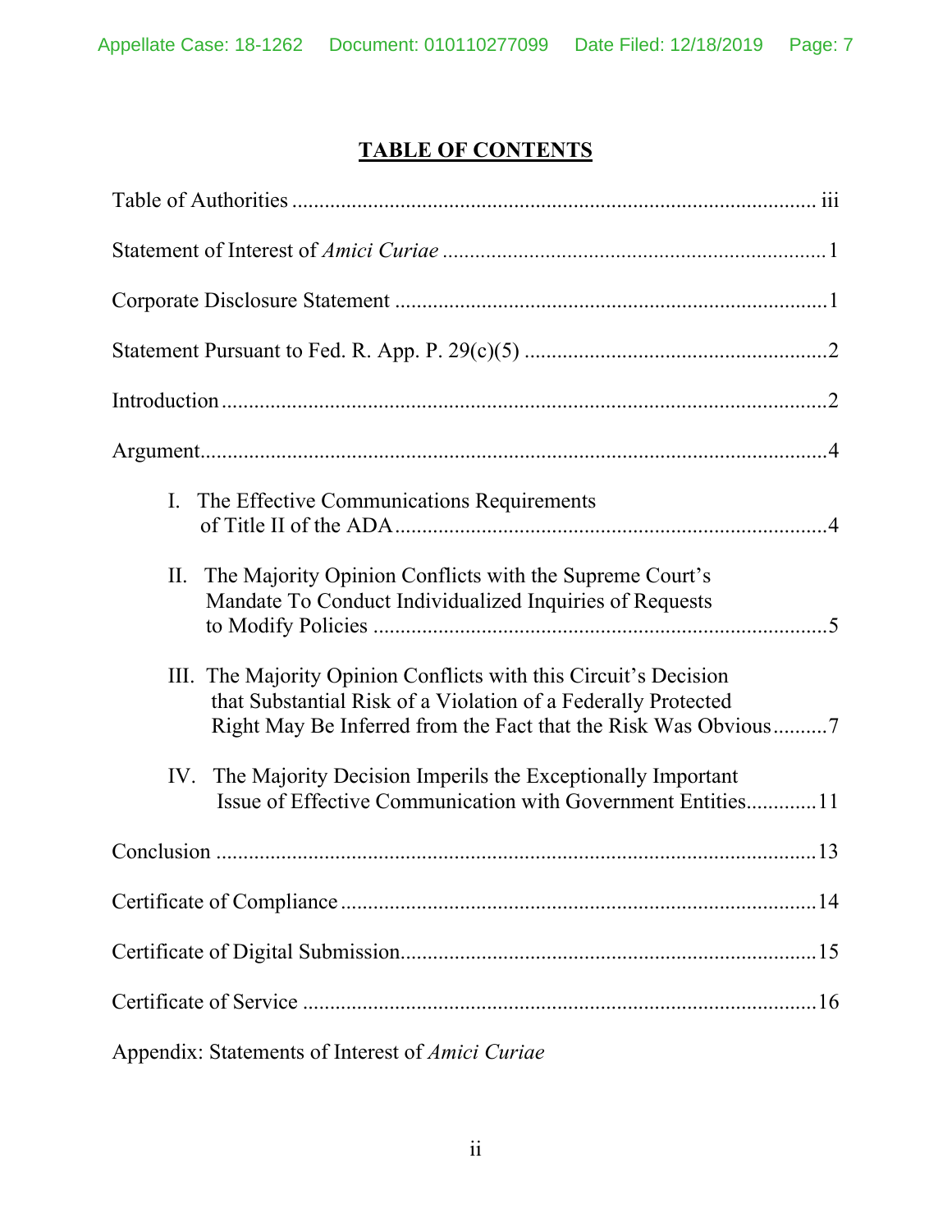# TABLE OF CONTENTS

Table of Authorities ................................................................................................ iii

Statement of Interest of *Amici Curiae* ....................................................................... 1

Corporate Disclosure Statement ............................................................................... 1

Statement Pursuant to Fed. R. App. P. 29(c)(5) ........................................................ 2

Introduction ............................................................................................................... 2

Argument ................................................................................................................... 4

I. The Effective Communications Requirements of Title II of the ADA ............................................................................... 4

II. The Majority Opinion Conflicts with the Supreme Court's Mandate To Conduct Individualized Inquiries of Requests to Modify Policies ................................................................................... 5

III. The Majority Opinion Conflicts with this Circuit's Decision that Substantial Risk of a Violation of a Federally Protected Right May Be Inferred from the Fact that the Risk Was Obvious .......... 7

IV. The Majority Decision Imperils the Exceptionally Important Issue of Effective Communication with Government Entities ............ 11

Conclusion ............................................................................................................. 13

Certificate of Compliance ....................................................................................... 14

Certificate of Digital Submission ............................................................................ 15

Certificate of Service .............................................................................................. 16

Appendix: Statements of Interest of *Amici Curiae*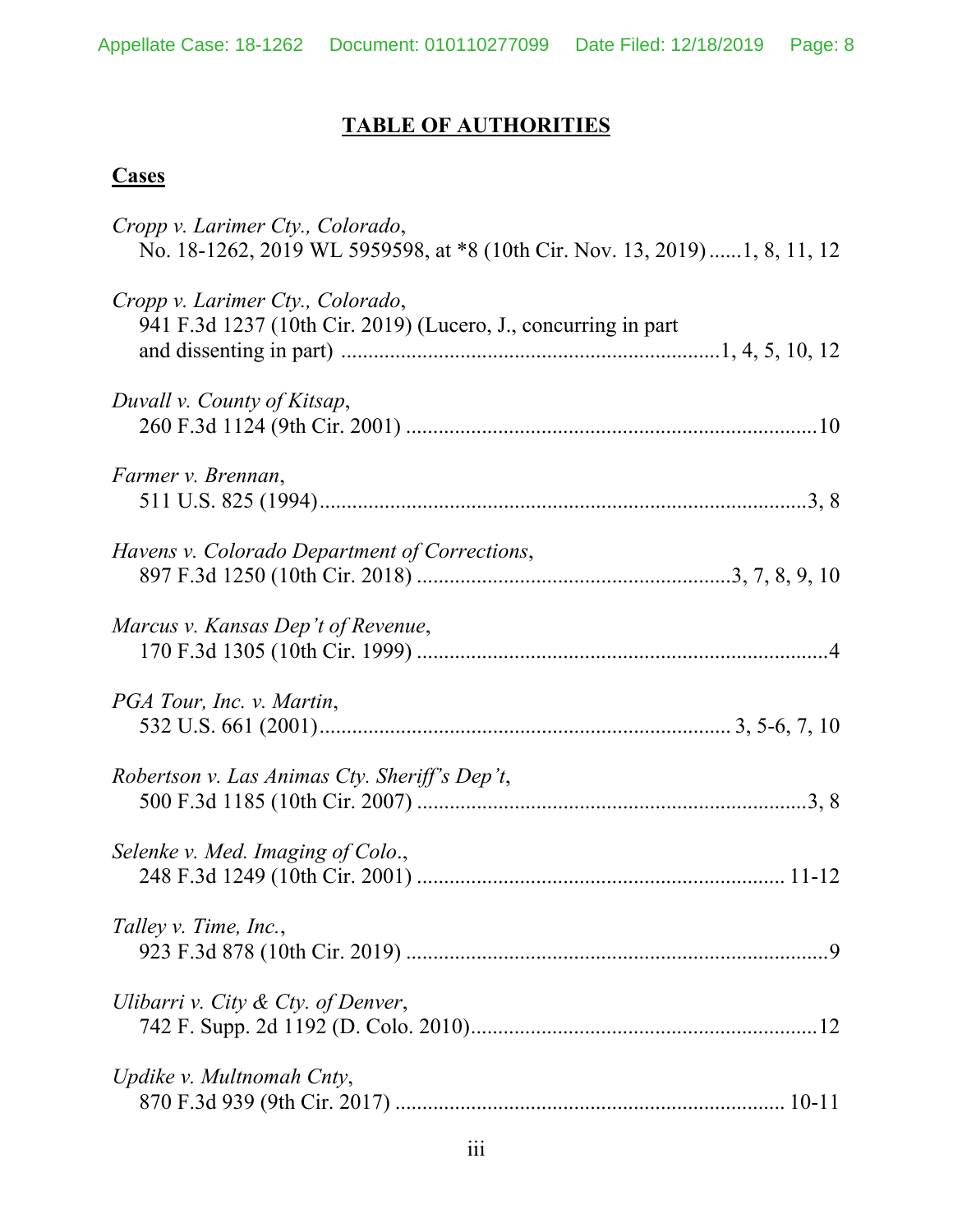# TABLE OF AUTHORITIES

## Cases

*Cropp v. Larimer Cty., Colorado*,
No. 18-1262, 2019 WL 5959598, at *8 (10th Cir. Nov. 13, 2019) ......1, 8, 11, 12

*Cropp v. Larimer Cty., Colorado*,
941 F.3d 1237 (10th Cir. 2019) (Lucero, J., concurring in part and dissenting in part) ......................................................................1, 4, 5, 10, 12

*Duvall v. County of Kitsap*,
260 F.3d 1124 (9th Cir. 2001) ...........................................................................10

*Farmer v. Brennan*,
511 U.S. 825 (1994)..........................................................................................3, 8

*Havens v. Colorado Department of Corrections*,
897 F.3d 1250 (10th Cir. 2018) .........................................................3, 7, 8, 9, 10

*Marcus v. Kansas Dep't of Revenue*,
170 F.3d 1305 (10th Cir. 1999) ...........................................................................4

*PGA Tour, Inc. v. Martin*,
532 U.S. 661 (2001)........................................................................... 3, 5-6, 7, 10

*Robertson v. Las Animas Cty. Sheriff's Dep't*,
500 F.3d 1185 (10th Cir. 2007) ........................................................................3, 8

*Selenke v. Med. Imaging of Colo*.,
248 F.3d 1249 (10th Cir. 2001) .................................................................... 11-12

*Talley v. Time, Inc.*,
923 F.3d 878 (10th Cir. 2019) .............................................................................9

*Ulibarri v. City & Cty. of Denver*,
742 F. Supp. 2d 1192 (D. Colo. 2010)................................................................12

*Updike v. Multnomah Cnty*,
870 F.3d 939 (9th Cir. 2017) ....................................................................... 10-11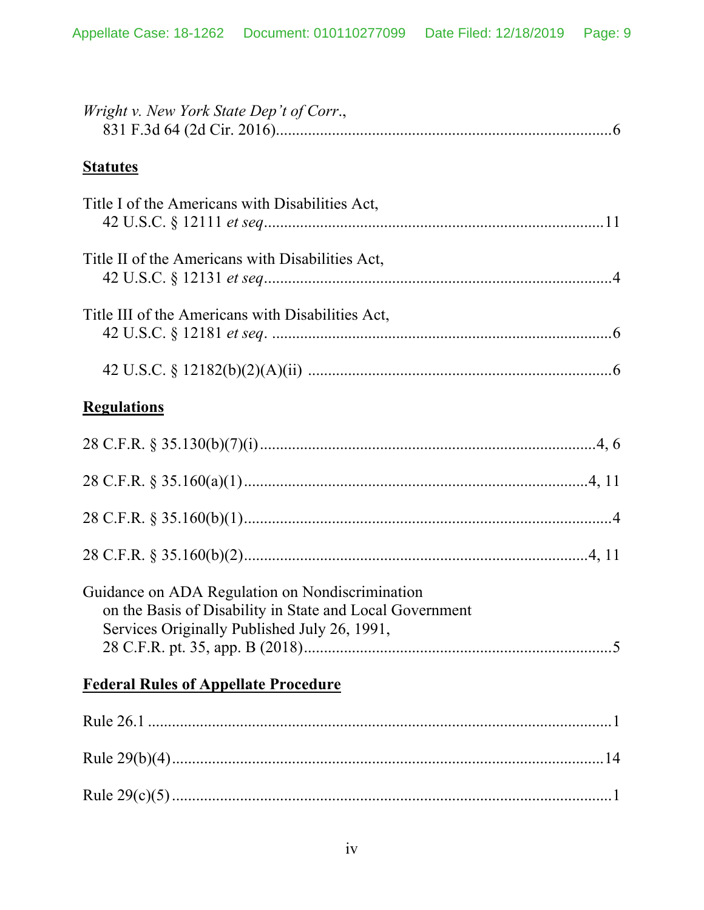*Wright v. New York State Dep't of Corr.*,
831 F.3d 64 (2d Cir. 2016)....................................................................................6

**Statutes**

Title I of the Americans with Disabilities Act,
42 U.S.C. § 12111 *et seq*....................................................................................11

Title II of the Americans with Disabilities Act,
42 U.S.C. § 12131 *et seq*......................................................................................4

Title III of the Americans with Disabilities Act,
42 U.S.C. § 12181 *et seq*. .....................................................................................6

42 U.S.C. § 12182(b)(2)(A)(ii) ............................................................................6

**Regulations**

28 C.F.R. § 35.130(b)(7)(i)...................................................................................4, 6

28 C.F.R. § 35.160(a)(1).....................................................................................4, 11

28 C.F.R. § 35.160(b)(1).........................................................................................4

28 C.F.R. § 35.160(b)(2).....................................................................................4, 11

Guidance on ADA Regulation on Nondiscrimination
on the Basis of Disability in State and Local Government
Services Originally Published July 26, 1991,
28 C.F.R. pt. 35, app. B (2018)............................................................................5

**Federal Rules of Appellate Procedure**

Rule 26.1 ..................................................................................................................1

Rule 29(b)(4)..........................................................................................................14

Rule 29(c)(5) ............................................................................................................1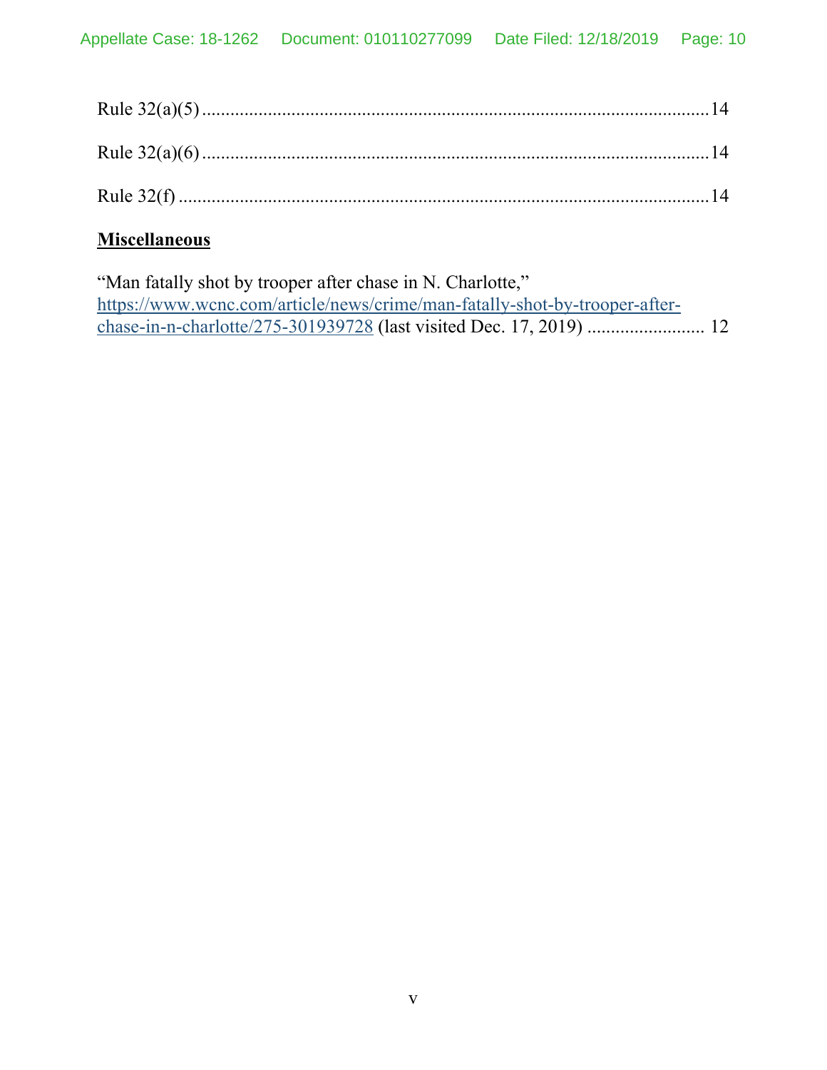Rule 32(a)(5) ........................................................................................................14

Rule 32(a)(6) ........................................................................................................14

Rule 32(f) .............................................................................................................14

**<u>Miscellaneous</u>**

"Man fatally shot by trooper after chase in N. Charlotte," https://www.wcnc.com/article/news/crime/man-fatally-shot-by-trooper-after-chase-in-n-charlotte/275-301939728 (last visited Dec. 17, 2019) ......................... 12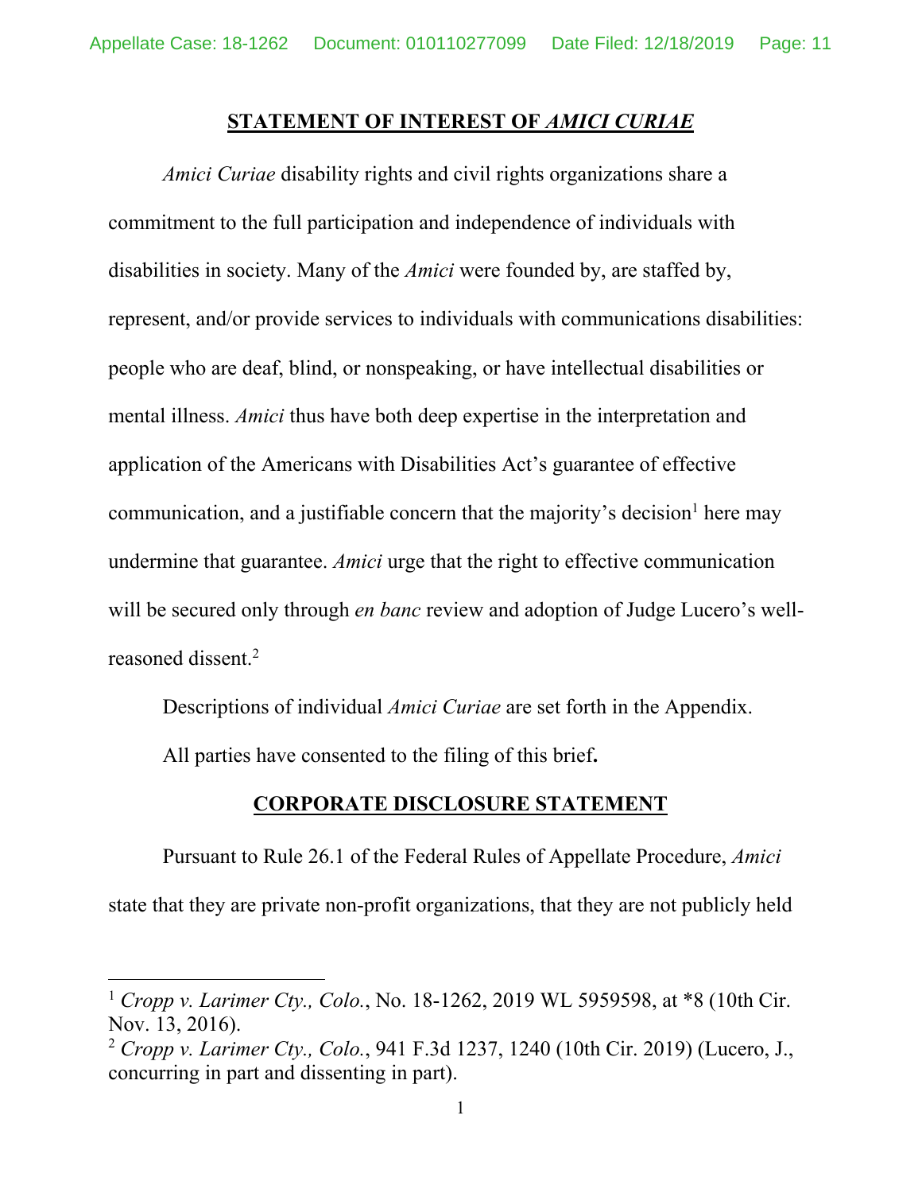## STATEMENT OF INTEREST OF *AMICI CURIAE*

*Amici Curiae* disability rights and civil rights organizations share a commitment to the full participation and independence of individuals with disabilities in society. Many of the *Amici* were founded by, are staffed by, represent, and/or provide services to individuals with communications disabilities: people who are deaf, blind, or nonspeaking, or have intellectual disabilities or mental illness. *Amici* thus have both deep expertise in the interpretation and application of the Americans with Disabilities Act's guarantee of effective communication, and a justifiable concern that the majority's decision[1] here may undermine that guarantee. *Amici* urge that the right to effective communication will be secured only through *en banc* review and adoption of Judge Lucero's well-reasoned dissent.[2]

Descriptions of individual *Amici Curiae* are set forth in the Appendix.

All parties have consented to the filing of this brief**.**

## CORPORATE DISCLOSURE STATEMENT

Pursuant to Rule 26.1 of the Federal Rules of Appellate Procedure, *Amici* state that they are private non-profit organizations, that they are not publicly held

---

[1] *Cropp v. Larimer Cty., Colo.*, No. 18-1262, 2019 WL 5959598, at *8 (10th Cir. Nov. 13, 2016).

[2] *Cropp v. Larimer Cty., Colo.*, 941 F.3d 1237, 1240 (10th Cir. 2019) (Lucero, J., concurring in part and dissenting in part).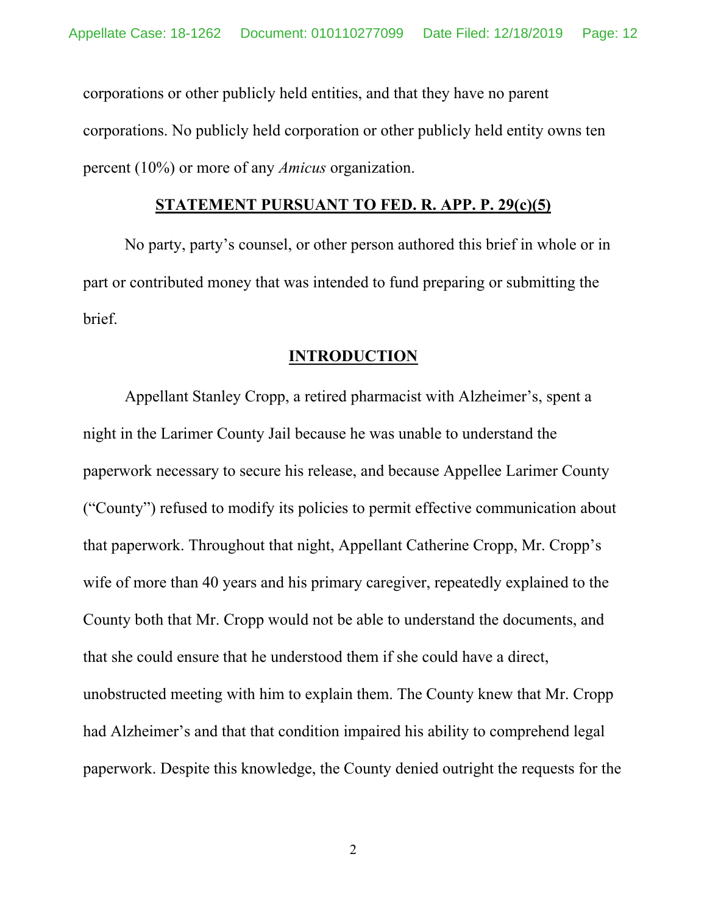corporations or other publicly held entities, and that they have no parent corporations. No publicly held corporation or other publicly held entity owns ten percent (10%) or more of any *Amicus* organization.

## STATEMENT PURSUANT TO FED. R. APP. P. 29(c)(5)

No party, party's counsel, or other person authored this brief in whole or in part or contributed money that was intended to fund preparing or submitting the brief.

## INTRODUCTION

Appellant Stanley Cropp, a retired pharmacist with Alzheimer's, spent a night in the Larimer County Jail because he was unable to understand the paperwork necessary to secure his release, and because Appellee Larimer County ("County") refused to modify its policies to permit effective communication about that paperwork. Throughout that night, Appellant Catherine Cropp, Mr. Cropp's wife of more than 40 years and his primary caregiver, repeatedly explained to the County both that Mr. Cropp would not be able to understand the documents, and that she could ensure that he understood them if she could have a direct, unobstructed meeting with him to explain them. The County knew that Mr. Cropp had Alzheimer's and that that condition impaired his ability to comprehend legal paperwork. Despite this knowledge, the County denied outright the requests for the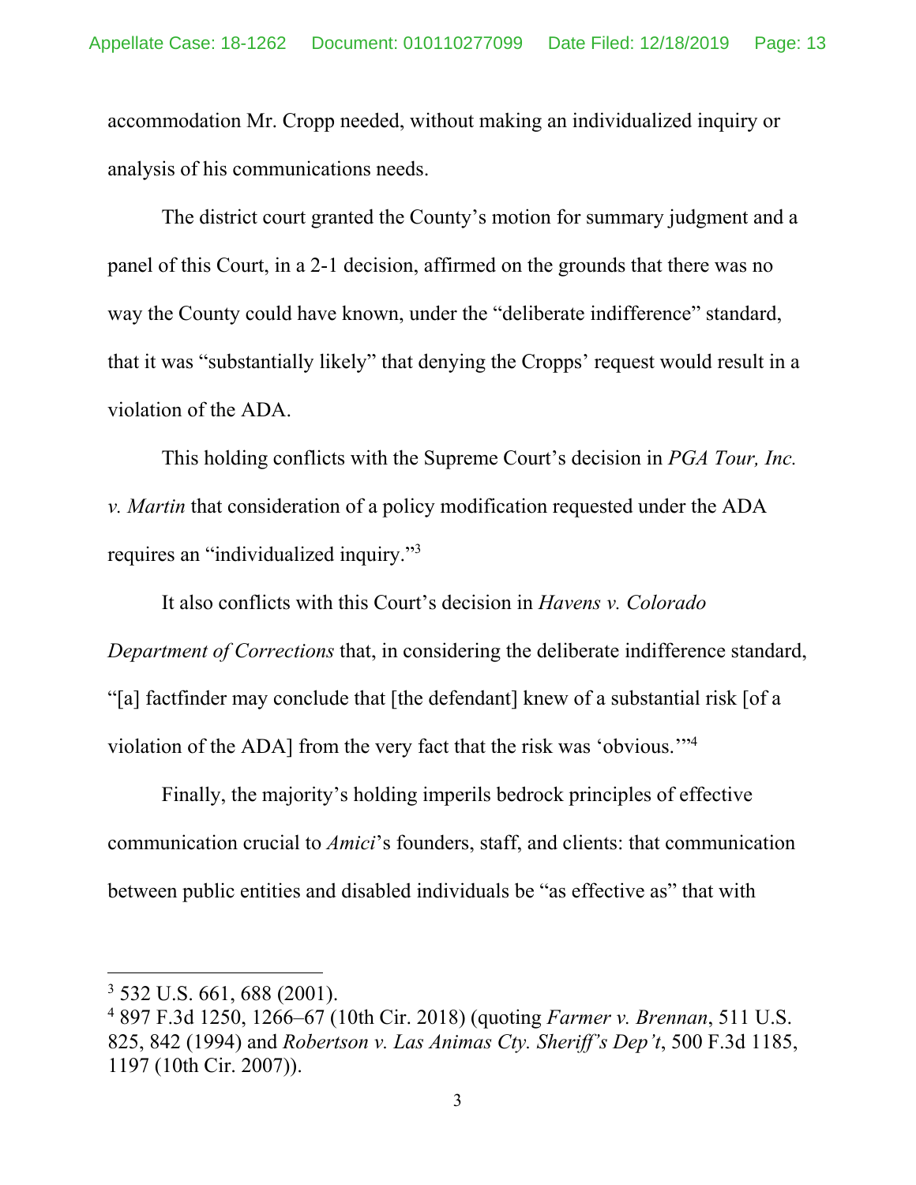accommodation Mr. Cropp needed, without making an individualized inquiry or analysis of his communications needs.

The district court granted the County's motion for summary judgment and a panel of this Court, in a 2-1 decision, affirmed on the grounds that there was no way the County could have known, under the "deliberate indifference" standard, that it was "substantially likely" that denying the Cropps' request would result in a violation of the ADA.

This holding conflicts with the Supreme Court's decision in *PGA Tour, Inc. v. Martin* that consideration of a policy modification requested under the ADA requires an "individualized inquiry."[3]

It also conflicts with this Court's decision in *Havens v. Colorado Department of Corrections* that, in considering the deliberate indifference standard, "[a] factfinder may conclude that [the defendant] knew of a substantial risk [of a violation of the ADA] from the very fact that the risk was 'obvious.'"[4]

Finally, the majority's holding imperils bedrock principles of effective communication crucial to *Amici*'s founders, staff, and clients: that communication between public entities and disabled individuals be "as effective as" that with

---

[3] 532 U.S. 661, 688 (2001).

[4] 897 F.3d 1250, 1266–67 (10th Cir. 2018) (quoting *Farmer v. Brennan*, 511 U.S. 825, 842 (1994) and *Robertson v. Las Animas Cty. Sheriff's Dep't*, 500 F.3d 1185, 1197 (10th Cir. 2007)).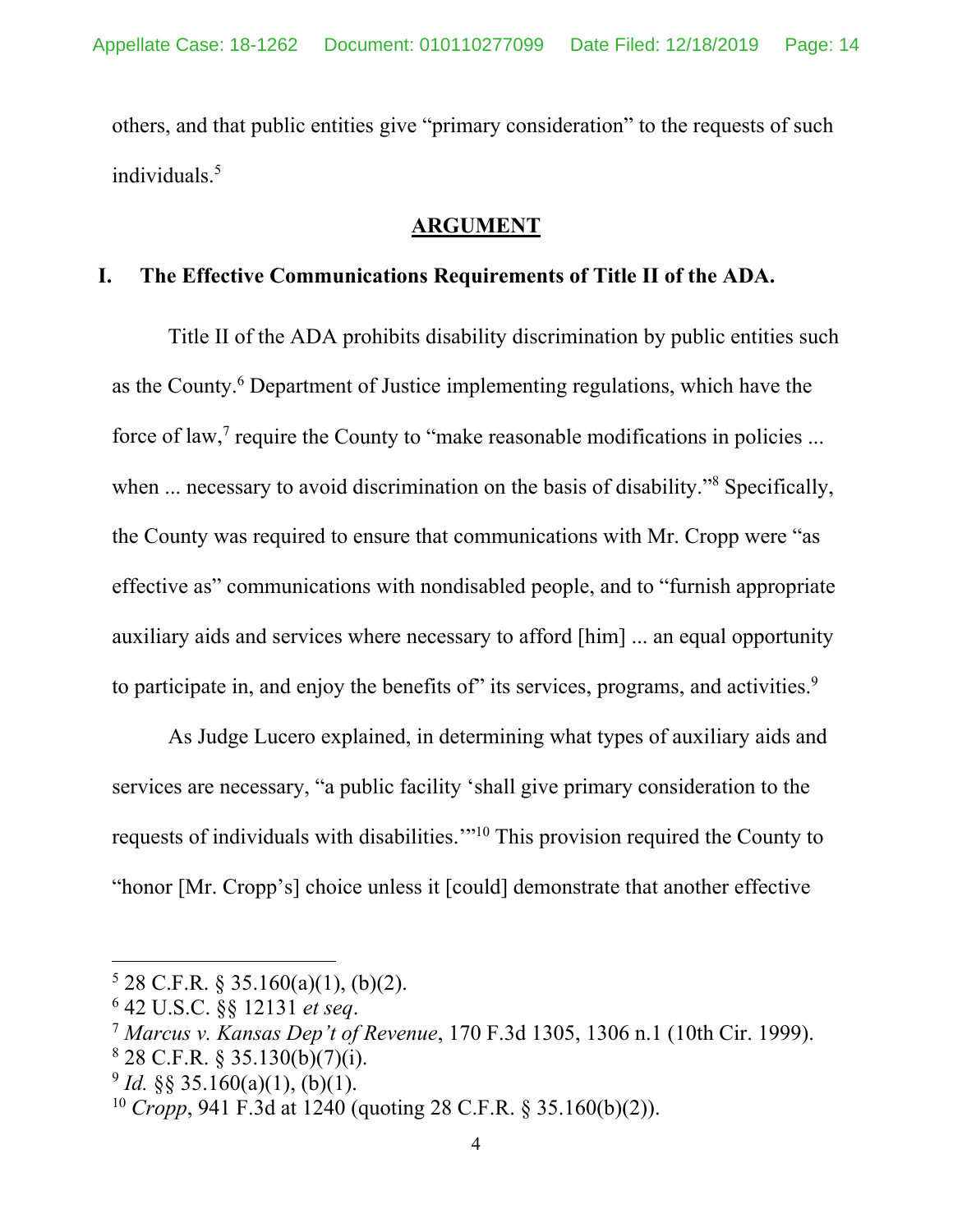others, and that public entities give "primary consideration" to the requests of such individuals.[5]

## ARGUMENT

### I. The Effective Communications Requirements of Title II of the ADA.

Title II of the ADA prohibits disability discrimination by public entities such as the County.[6] Department of Justice implementing regulations, which have the force of law,[7] require the County to "make reasonable modifications in policies ... when ... necessary to avoid discrimination on the basis of disability."[8] Specifically, the County was required to ensure that communications with Mr. Cropp were "as effective as" communications with nondisabled people, and to "furnish appropriate auxiliary aids and services where necessary to afford [him] ... an equal opportunity to participate in, and enjoy the benefits of" its services, programs, and activities.[9]

As Judge Lucero explained, in determining what types of auxiliary aids and services are necessary, "a public facility 'shall give primary consideration to the requests of individuals with disabilities.'"[10] This provision required the County to "honor [Mr. Cropp's] choice unless it [could] demonstrate that another effective

---

[5] 28 C.F.R. § 35.160(a)(1), (b)(2).

[6] 42 U.S.C. §§ 12131 *et seq*.

[7] *Marcus v. Kansas Dep't of Revenue*, 170 F.3d 1305, 1306 n.1 (10th Cir. 1999).

[8] 28 C.F.R. § 35.130(b)(7)(i).

[9] *Id.* §§ 35.160(a)(1), (b)(1).

[10] *Cropp*, 941 F.3d at 1240 (quoting 28 C.F.R. § 35.160(b)(2)).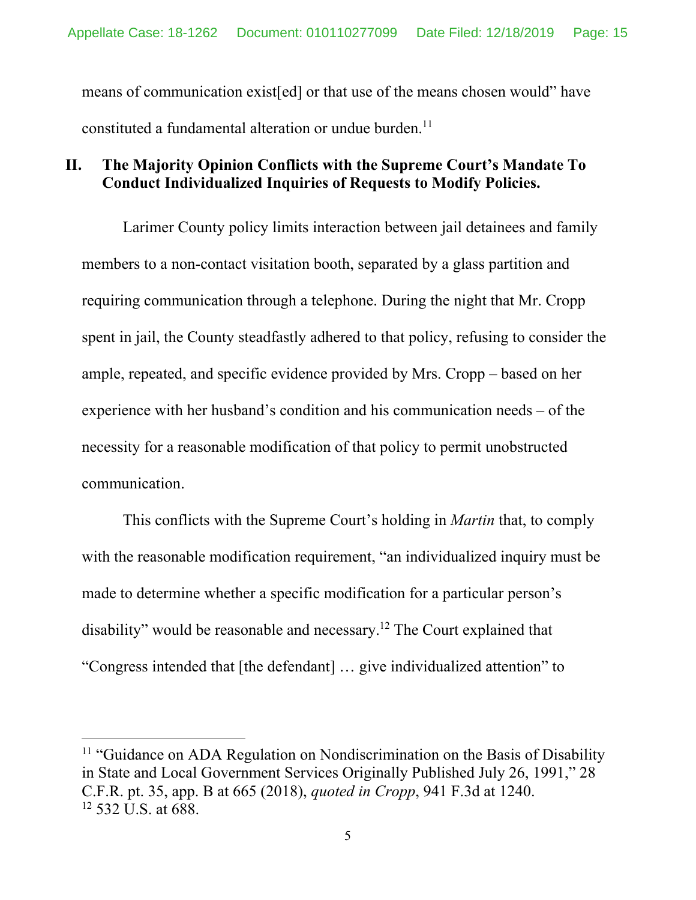means of communication exist[ed] or that use of the means chosen would" have constituted a fundamental alteration or undue burden.[11]

## II. The Majority Opinion Conflicts with the Supreme Court's Mandate To Conduct Individualized Inquiries of Requests to Modify Policies.

Larimer County policy limits interaction between jail detainees and family members to a non-contact visitation booth, separated by a glass partition and requiring communication through a telephone. During the night that Mr. Cropp spent in jail, the County steadfastly adhered to that policy, refusing to consider the ample, repeated, and specific evidence provided by Mrs. Cropp – based on her experience with her husband's condition and his communication needs – of the necessity for a reasonable modification of that policy to permit unobstructed communication.

This conflicts with the Supreme Court's holding in *Martin* that, to comply with the reasonable modification requirement, "an individualized inquiry must be made to determine whether a specific modification for a particular person's disability" would be reasonable and necessary.[12] The Court explained that "Congress intended that [the defendant] … give individualized attention" to

---

[11] "Guidance on ADA Regulation on Nondiscrimination on the Basis of Disability in State and Local Government Services Originally Published July 26, 1991," 28 C.F.R. pt. 35, app. B at 665 (2018), *quoted in Cropp*, 941 F.3d at 1240.

[12] 532 U.S. at 688.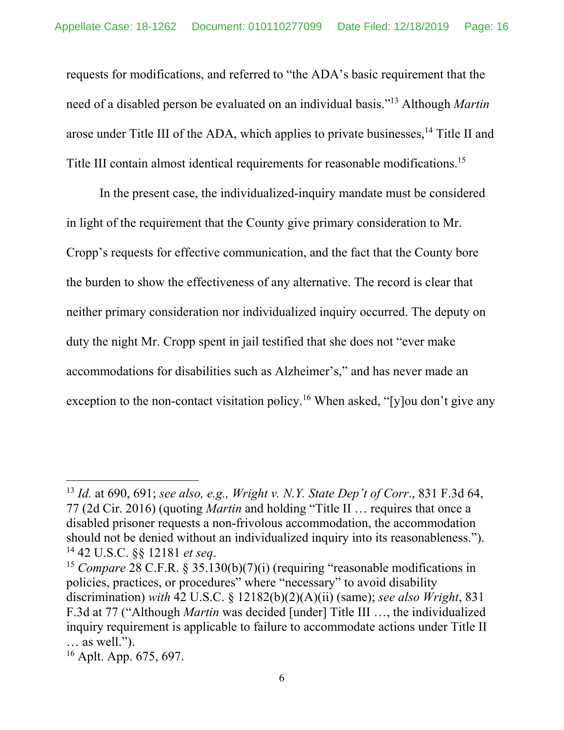requests for modifications, and referred to "the ADA's basic requirement that the need of a disabled person be evaluated on an individual basis."[13] Although *Martin* arose under Title III of the ADA, which applies to private businesses,[14] Title II and Title III contain almost identical requirements for reasonable modifications.[15]

In the present case, the individualized-inquiry mandate must be considered in light of the requirement that the County give primary consideration to Mr. Cropp's requests for effective communication, and the fact that the County bore the burden to show the effectiveness of any alternative. The record is clear that neither primary consideration nor individualized inquiry occurred. The deputy on duty the night Mr. Cropp spent in jail testified that she does not "ever make accommodations for disabilities such as Alzheimer's," and has never made an exception to the non-contact visitation policy.[16] When asked, "[y]ou don't give any

---

[13] *Id.* at 690, 691; *see also, e.g., Wright v. N.Y. State Dep't of Corr.*, 831 F.3d 64, 77 (2d Cir. 2016) (quoting *Martin* and holding "Title II … requires that once a disabled prisoner requests a non-frivolous accommodation, the accommodation should not be denied without an individualized inquiry into its reasonableness.").

[14] 42 U.S.C. §§ 12181 *et seq*.

[15] *Compare* 28 C.F.R. § 35.130(b)(7)(i) (requiring "reasonable modifications in policies, practices, or procedures" where "necessary" to avoid disability discrimination) *with* 42 U.S.C. § 12182(b)(2)(A)(ii) (same); *see also Wright*, 831 F.3d at 77 ("Although *Martin* was decided [under] Title III …, the individualized inquiry requirement is applicable to failure to accommodate actions under Title II … as well.").

[16] Aplt. App. 675, 697.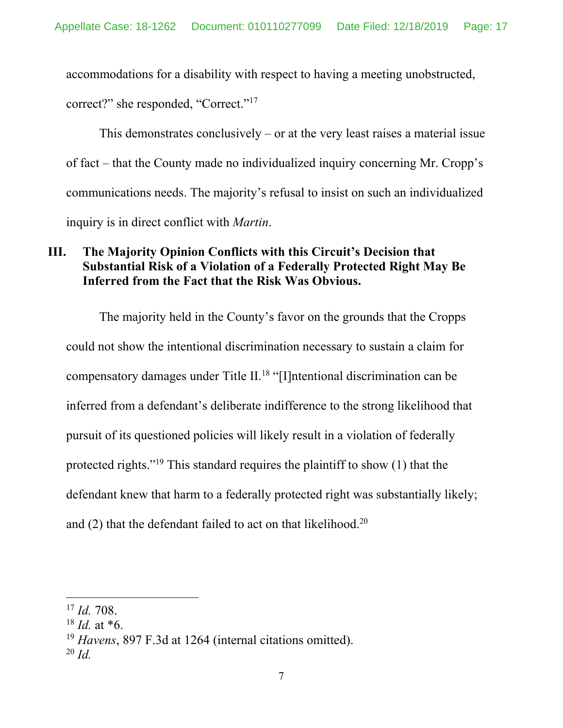accommodations for a disability with respect to having a meeting unobstructed, correct?" she responded, "Correct."[17]

This demonstrates conclusively – or at the very least raises a material issue of fact – that the County made no individualized inquiry concerning Mr. Cropp's communications needs. The majority's refusal to insist on such an individualized inquiry is in direct conflict with *Martin*.

## III. The Majority Opinion Conflicts with this Circuit's Decision that Substantial Risk of a Violation of a Federally Protected Right May Be Inferred from the Fact that the Risk Was Obvious.

The majority held in the County's favor on the grounds that the Cropps could not show the intentional discrimination necessary to sustain a claim for compensatory damages under Title II.[18] "[I]ntentional discrimination can be inferred from a defendant's deliberate indifference to the strong likelihood that pursuit of its questioned policies will likely result in a violation of federally protected rights."[19] This standard requires the plaintiff to show (1) that the defendant knew that harm to a federally protected right was substantially likely; and (2) that the defendant failed to act on that likelihood.[20]

---

[17] *Id.* 708.

[18] *Id.* at *6.

[19] *Havens*, 897 F.3d at 1264 (internal citations omitted).

[20] *Id.*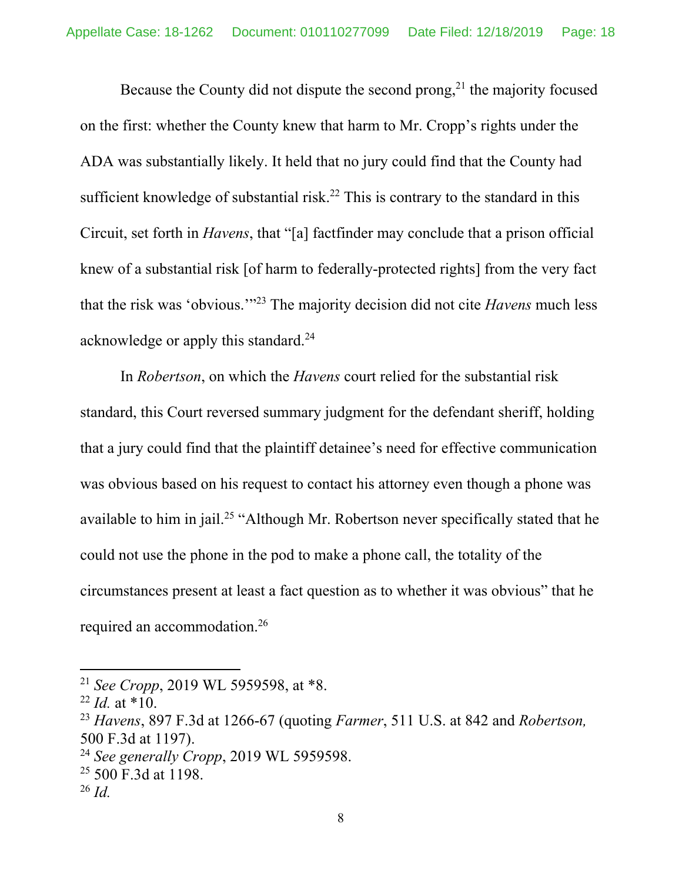Because the County did not dispute the second prong,[21] the majority focused on the first: whether the County knew that harm to Mr. Cropp's rights under the ADA was substantially likely. It held that no jury could find that the County had sufficient knowledge of substantial risk.[22] This is contrary to the standard in this Circuit, set forth in *Havens*, that "[a] factfinder may conclude that a prison official knew of a substantial risk [of harm to federally-protected rights] from the very fact that the risk was 'obvious.'"[23] The majority decision did not cite *Havens* much less acknowledge or apply this standard.[24]

In *Robertson*, on which the *Havens* court relied for the substantial risk standard, this Court reversed summary judgment for the defendant sheriff, holding that a jury could find that the plaintiff detainee's need for effective communication was obvious based on his request to contact his attorney even though a phone was available to him in jail.[25] "Although Mr. Robertson never specifically stated that he could not use the phone in the pod to make a phone call, the totality of the circumstances present at least a fact question as to whether it was obvious" that he required an accommodation.[26]

---

[21] *See Cropp*, 2019 WL 5959598, at *8.

[22] *Id.* at *10.

[23] *Havens*, 897 F.3d at 1266-67 (quoting *Farmer*, 511 U.S. at 842 and *Robertson,* 500 F.3d at 1197).

[24] *See generally Cropp*, 2019 WL 5959598.

[25] 500 F.3d at 1198.

[26] *Id.*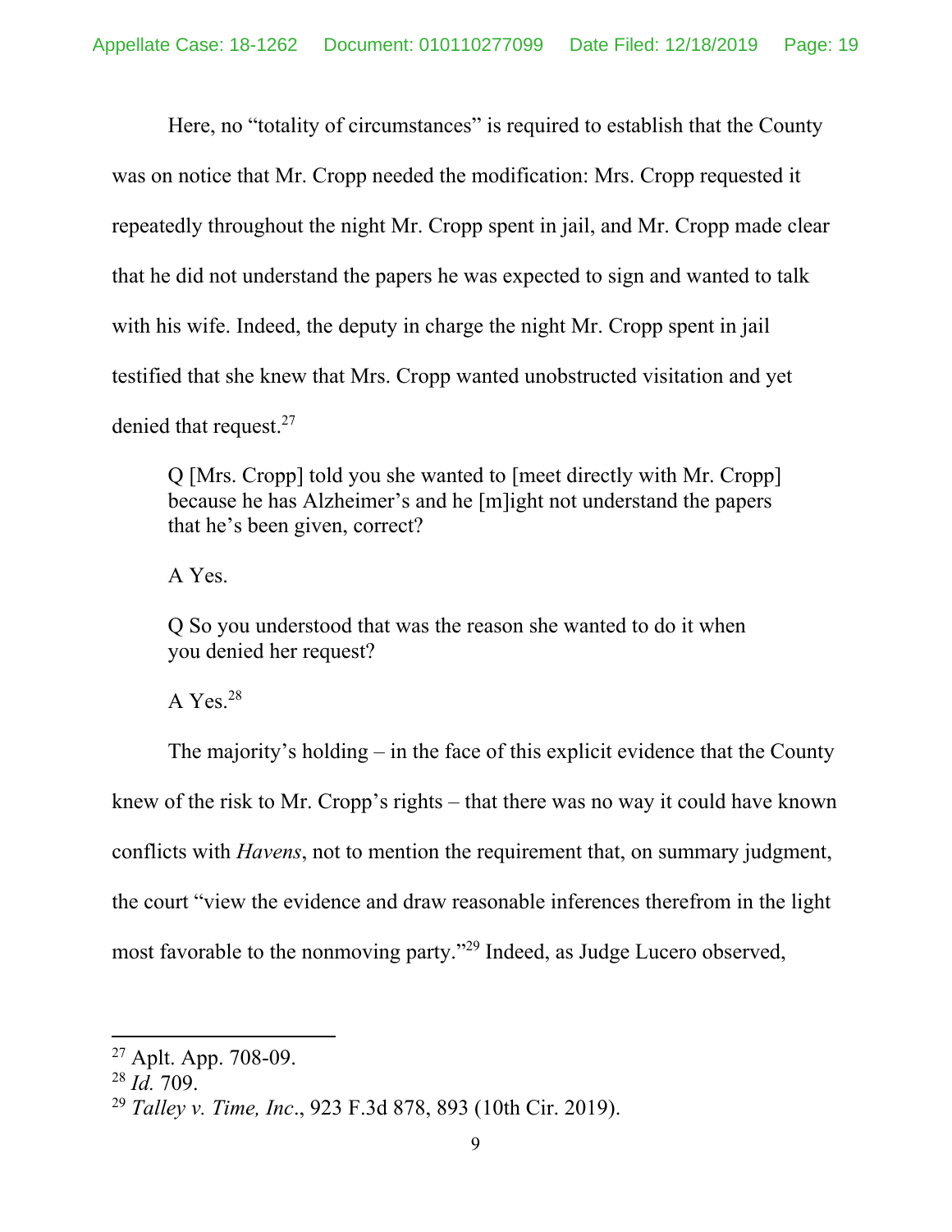Here, no "totality of circumstances" is required to establish that the County was on notice that Mr. Cropp needed the modification: Mrs. Cropp requested it repeatedly throughout the night Mr. Cropp spent in jail, and Mr. Cropp made clear that he did not understand the papers he was expected to sign and wanted to talk with his wife. Indeed, the deputy in charge the night Mr. Cropp spent in jail testified that she knew that Mrs. Cropp wanted unobstructed visitation and yet denied that request.[27]

> Q [Mrs. Cropp] told you she wanted to [meet directly with Mr. Cropp] because he has Alzheimer's and he [m]ight not understand the papers that he's been given, correct?
>
> A Yes.
>
> Q So you understood that was the reason she wanted to do it when you denied her request?
>
> A Yes.[28]

The majority's holding – in the face of this explicit evidence that the County knew of the risk to Mr. Cropp's rights – that there was no way it could have known conflicts with *Havens*, not to mention the requirement that, on summary judgment, the court "view the evidence and draw reasonable inferences therefrom in the light most favorable to the nonmoving party."[29] Indeed, as Judge Lucero observed,

---

[27] Aplt. App. 708-09.

[28] *Id.* 709.

[29] *Talley v. Time, Inc.*, 923 F.3d 878, 893 (10th Cir. 2019).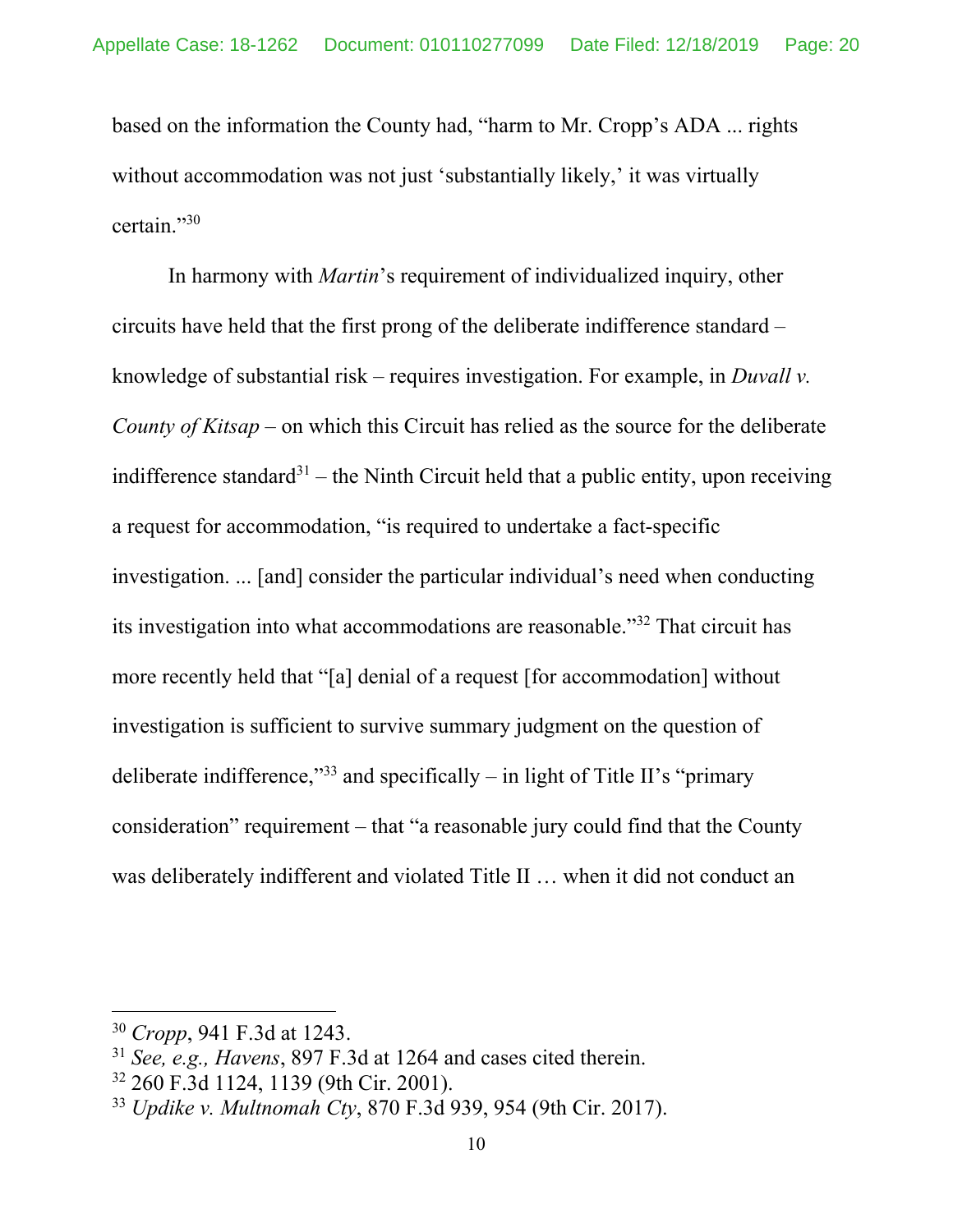based on the information the County had, "harm to Mr. Cropp's ADA ... rights without accommodation was not just 'substantially likely,' it was virtually certain."[30]

In harmony with *Martin*'s requirement of individualized inquiry, other circuits have held that the first prong of the deliberate indifference standard – knowledge of substantial risk – requires investigation. For example, in *Duvall v. County of Kitsap* – on which this Circuit has relied as the source for the deliberate indifference standard[31] – the Ninth Circuit held that a public entity, upon receiving a request for accommodation, "is required to undertake a fact-specific investigation. ... [and] consider the particular individual's need when conducting its investigation into what accommodations are reasonable."[32] That circuit has more recently held that "[a] denial of a request [for accommodation] without investigation is sufficient to survive summary judgment on the question of deliberate indifference,"[33] and specifically – in light of Title II's "primary consideration" requirement – that "a reasonable jury could find that the County was deliberately indifferent and violated Title II … when it did not conduct an

---

[30] *Cropp*, 941 F.3d at 1243.

[31] *See, e.g., Havens*, 897 F.3d at 1264 and cases cited therein.

[32] 260 F.3d 1124, 1139 (9th Cir. 2001).

[33] *Updike v. Multnomah Cty*, 870 F.3d 939, 954 (9th Cir. 2017).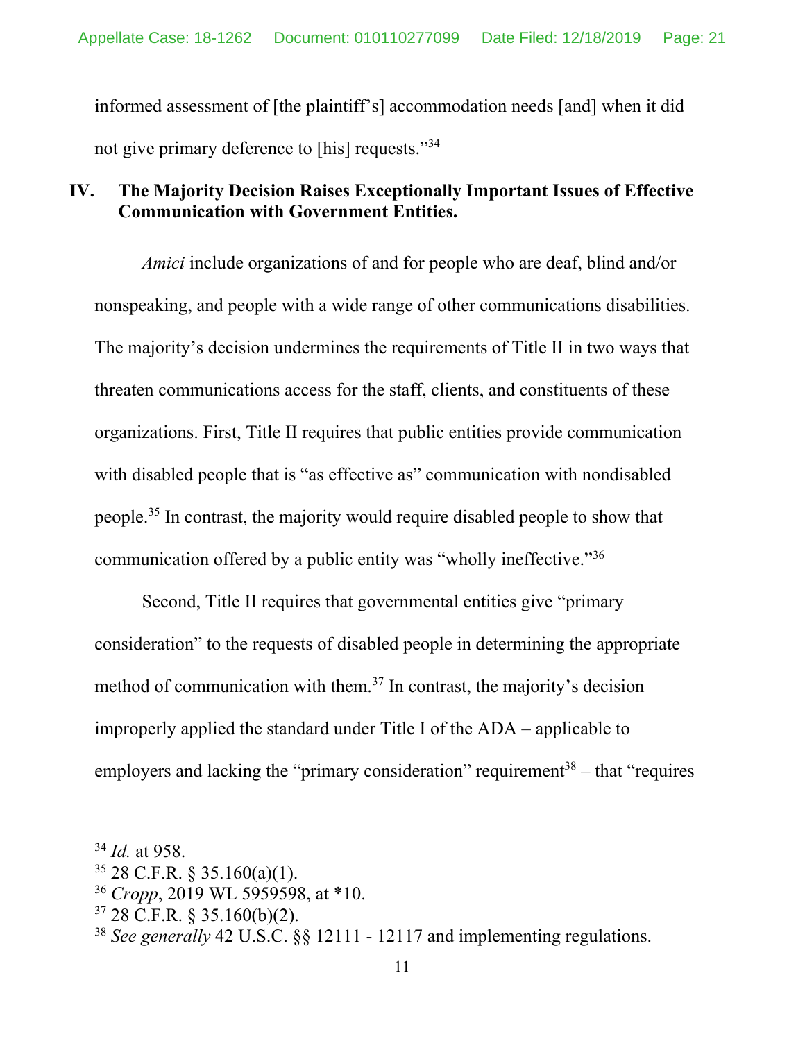informed assessment of [the plaintiff's] accommodation needs [and] when it did not give primary deference to [his] requests."[34]

## IV. The Majority Decision Raises Exceptionally Important Issues of Effective Communication with Government Entities.

*Amici* include organizations of and for people who are deaf, blind and/or nonspeaking, and people with a wide range of other communications disabilities. The majority's decision undermines the requirements of Title II in two ways that threaten communications access for the staff, clients, and constituents of these organizations. First, Title II requires that public entities provide communication with disabled people that is "as effective as" communication with nondisabled people.[35] In contrast, the majority would require disabled people to show that communication offered by a public entity was "wholly ineffective."[36]

Second, Title II requires that governmental entities give "primary consideration" to the requests of disabled people in determining the appropriate method of communication with them.[37] In contrast, the majority's decision improperly applied the standard under Title I of the ADA – applicable to employers and lacking the "primary consideration" requirement[38] – that "requires

---

[34] *Id.* at 958.

[35] 28 C.F.R. § 35.160(a)(1).

[36] *Cropp*, 2019 WL 5959598, at *10.

[37] 28 C.F.R. § 35.160(b)(2).

[38] *See generally* 42 U.S.C. §§ 12111 - 12117 and implementing regulations.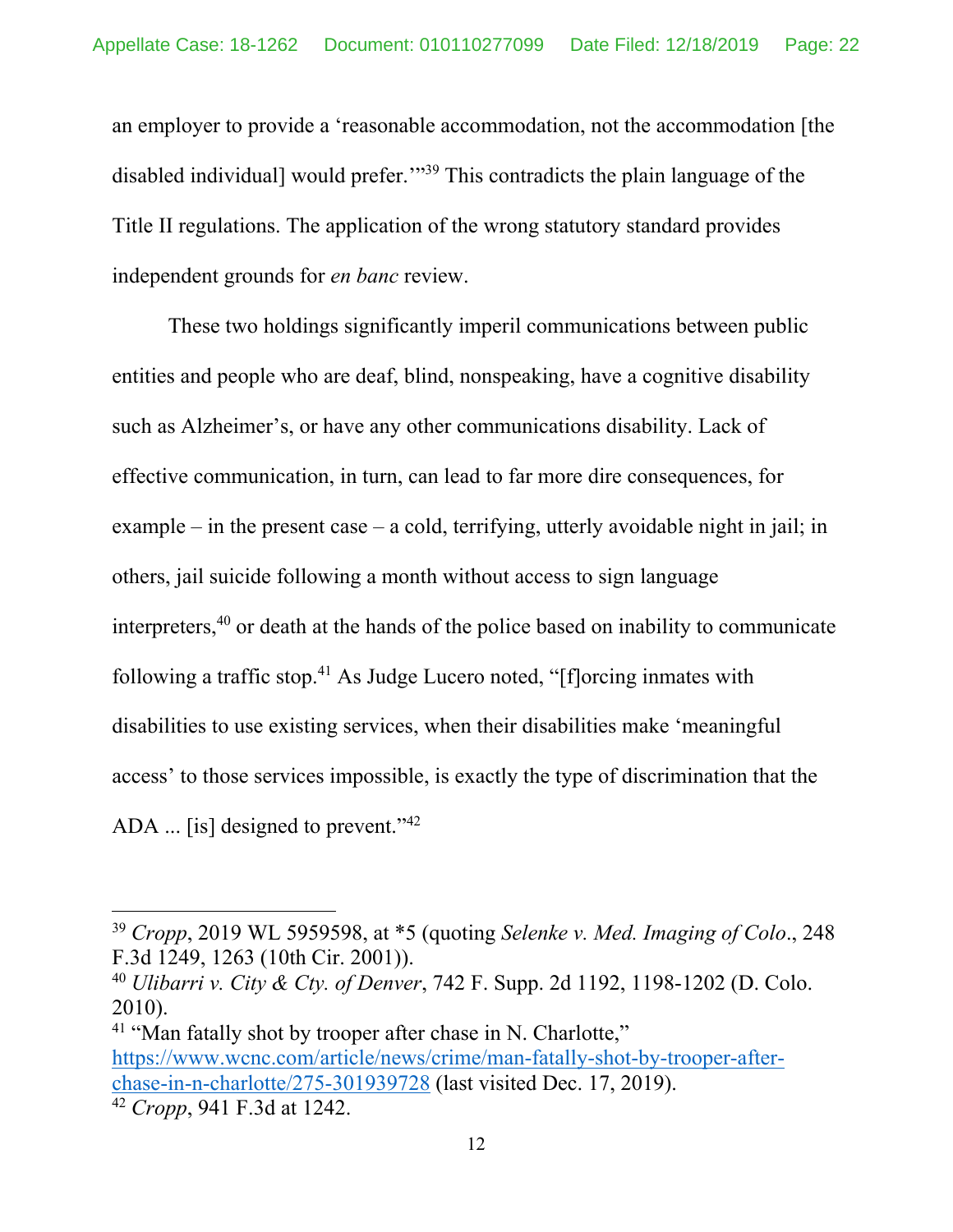an employer to provide a 'reasonable accommodation, not the accommodation [the disabled individual] would prefer.'"[39] This contradicts the plain language of the Title II regulations. The application of the wrong statutory standard provides independent grounds for *en banc* review.

These two holdings significantly imperil communications between public entities and people who are deaf, blind, nonspeaking, have a cognitive disability such as Alzheimer's, or have any other communications disability. Lack of effective communication, in turn, can lead to far more dire consequences, for example – in the present case – a cold, terrifying, utterly avoidable night in jail; in others, jail suicide following a month without access to sign language interpreters,[40] or death at the hands of the police based on inability to communicate following a traffic stop.[41] As Judge Lucero noted, "[f]orcing inmates with disabilities to use existing services, when their disabilities make 'meaningful access' to those services impossible, is exactly the type of discrimination that the ADA ... [is] designed to prevent."[42]

---

[39] *Cropp*, 2019 WL 5959598, at *5 (quoting *Selenke v. Med. Imaging of Colo*., 248 F.3d 1249, 1263 (10th Cir. 2001)).

[40] *Ulibarri v. City & Cty. of Denver*, 742 F. Supp. 2d 1192, 1198-1202 (D. Colo. 2010).

[41] "Man fatally shot by trooper after chase in N. Charlotte," https://www.wcnc.com/article/news/crime/man-fatally-shot-by-trooper-after-chase-in-n-charlotte/275-301939728 (last visited Dec. 17, 2019).

[42] *Cropp*, 941 F.3d at 1242.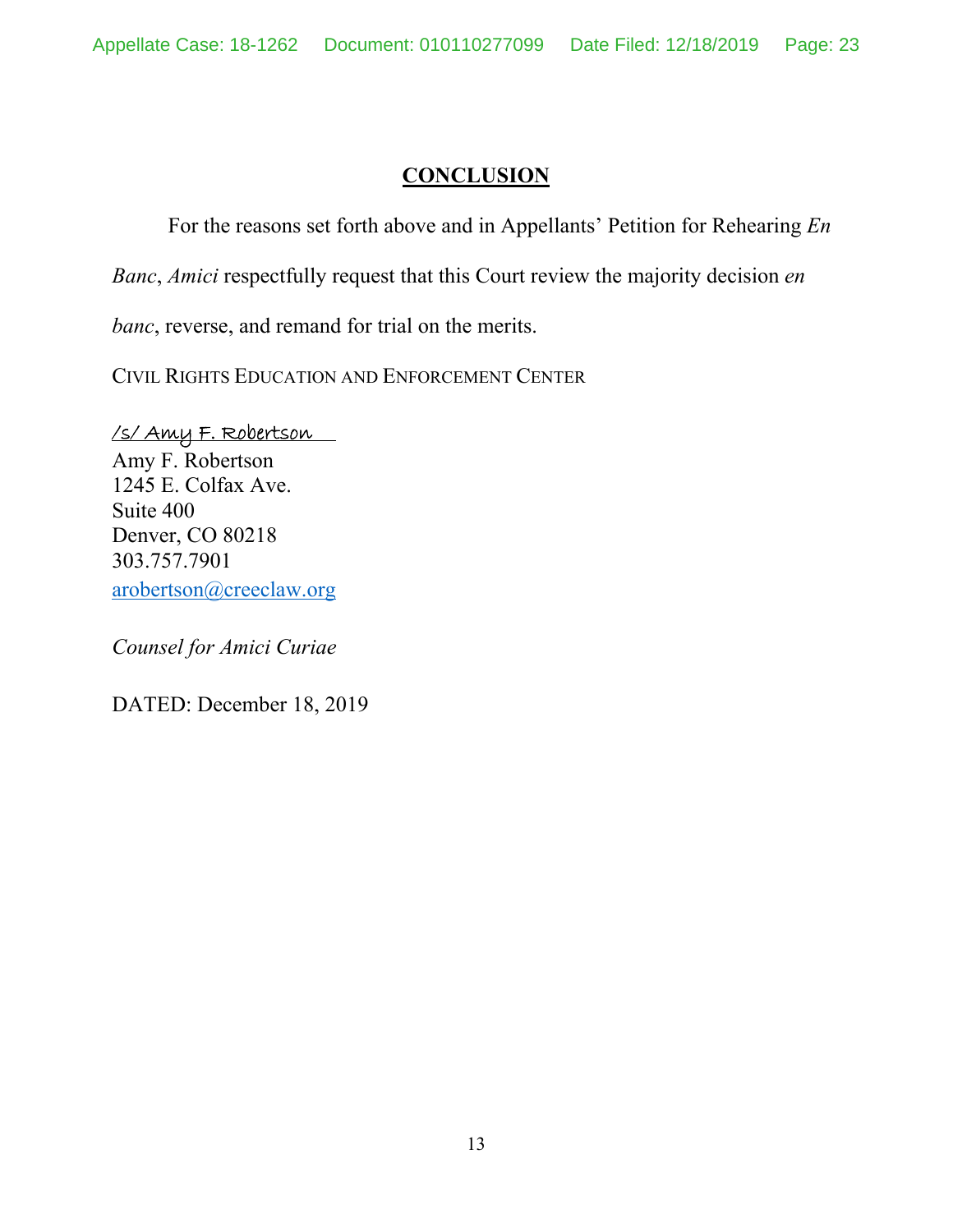## CONCLUSION

For the reasons set forth above and in Appellants' Petition for Rehearing *En Banc*, *Amici* respectfully request that this Court review the majority decision *en banc*, reverse, and remand for trial on the merits.

CIVIL RIGHTS EDUCATION AND ENFORCEMENT CENTER

/s/ Amy F. Robertson
Amy F. Robertson
1245 E. Colfax Ave.
Suite 400
Denver, CO 80218
303.757.7901
arobertson@creeclaw.org

*Counsel for Amici Curiae*

DATED: December 18, 2019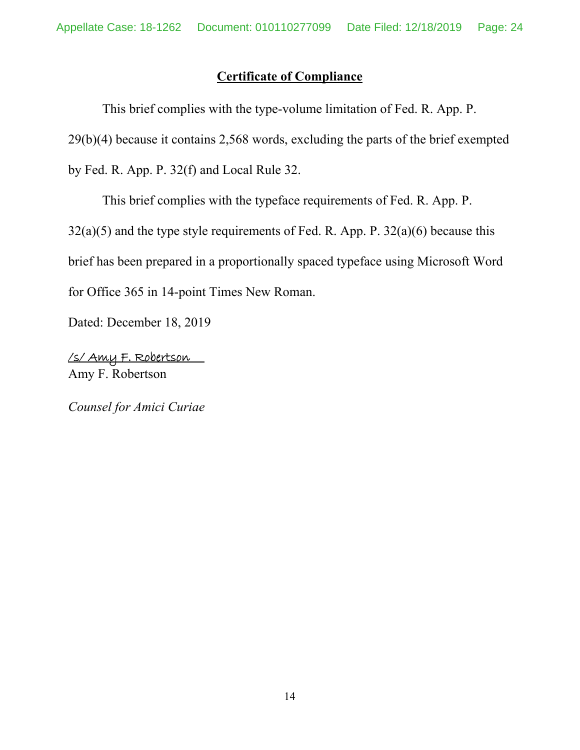## Certificate of Compliance

This brief complies with the type-volume limitation of Fed. R. App. P. 29(b)(4) because it contains 2,568 words, excluding the parts of the brief exempted by Fed. R. App. P. 32(f) and Local Rule 32.

This brief complies with the typeface requirements of Fed. R. App. P. 32(a)(5) and the type style requirements of Fed. R. App. P. 32(a)(6) because this brief has been prepared in a proportionally spaced typeface using Microsoft Word for Office 365 in 14-point Times New Roman.

Dated: December 18, 2019

/s/ Amy F. Robertson
Amy F. Robertson

*Counsel for Amici Curiae*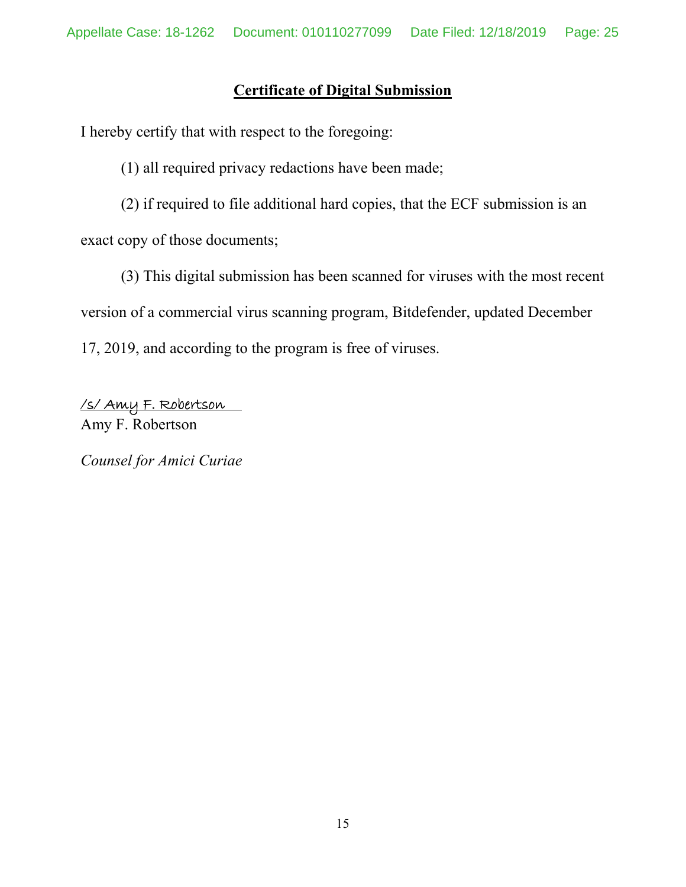## Certificate of Digital Submission

I hereby certify that with respect to the foregoing:

(1) all required privacy redactions have been made;

(2) if required to file additional hard copies, that the ECF submission is an exact copy of those documents;

(3) This digital submission has been scanned for viruses with the most recent version of a commercial virus scanning program, Bitdefender, updated December 17, 2019, and according to the program is free of viruses.

/s/ Amy F. Robertson
Amy F. Robertson

*Counsel for Amici Curiae*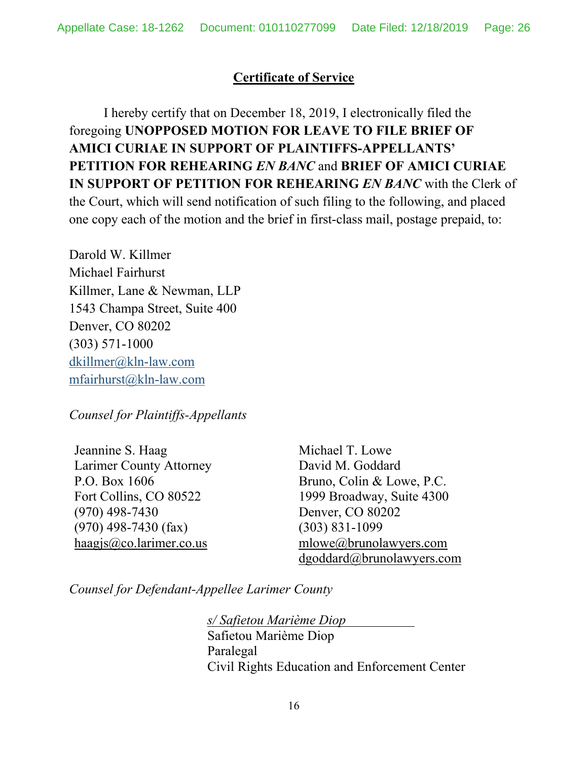## Certificate of Service

I hereby certify that on December 18, 2019, I electronically filed the foregoing **UNOPPOSED MOTION FOR LEAVE TO FILE BRIEF OF AMICI CURIAE IN SUPPORT OF PLAINTIFFS-APPELLANTS' PETITION FOR REHEARING *EN BANC*** and **BRIEF OF AMICI CURIAE IN SUPPORT OF PETITION FOR REHEARING *EN BANC*** with the Clerk of the Court, which will send notification of such filing to the following, and placed one copy each of the motion and the brief in first-class mail, postage prepaid, to:

Darold W. Killmer
Michael Fairhurst
Killmer, Lane & Newman, LLP
1543 Champa Street, Suite 400
Denver, CO 80202
(303) 571-1000
dkillmer@kln-law.com
mfairhurst@kln-law.com

*Counsel for Plaintiffs-Appellants*

Jeannine S. Haag
Larimer County Attorney
P.O. Box 1606
Fort Collins, CO 80522
(970) 498-7430
(970) 498-7430 (fax)
haagjs@co.larimer.co.us

Michael T. Lowe
David M. Goddard
Bruno, Colin & Lowe, P.C.
1999 Broadway, Suite 4300
Denver, CO 80202
(303) 831-1099
mlowe@brunolawyers.com
dgoddard@brunolawyers.com

*Counsel for Defendant-Appellee Larimer County*

*s/ Safietou Marième Diop*
Safietou Marième Diop
Paralegal
Civil Rights Education and Enforcement Center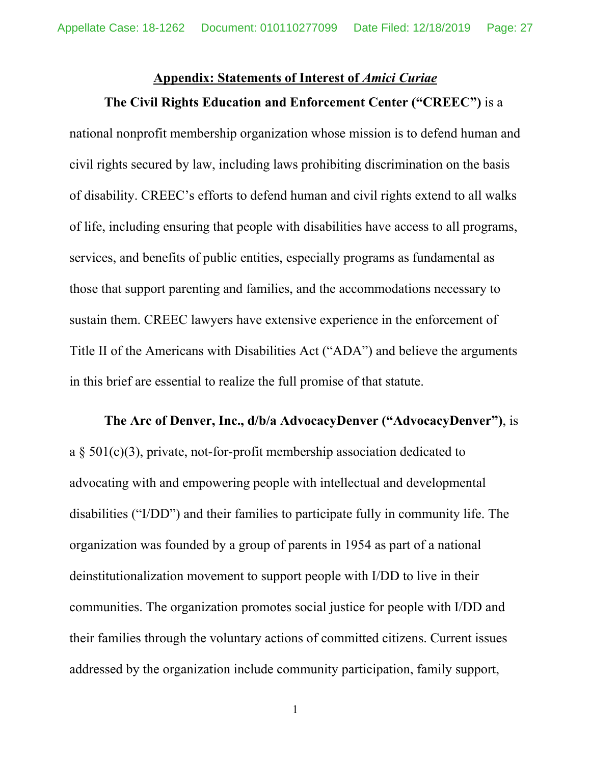## <u>Appendix: Statements of Interest of *Amici Curiae*</u>

**The Civil Rights Education and Enforcement Center ("CREEC")** is a national nonprofit membership organization whose mission is to defend human and civil rights secured by law, including laws prohibiting discrimination on the basis of disability. CREEC's efforts to defend human and civil rights extend to all walks of life, including ensuring that people with disabilities have access to all programs, services, and benefits of public entities, especially programs as fundamental as those that support parenting and families, and the accommodations necessary to sustain them. CREEC lawyers have extensive experience in the enforcement of Title II of the Americans with Disabilities Act ("ADA") and believe the arguments in this brief are essential to realize the full promise of that statute.

**The Arc of Denver, Inc., d/b/a AdvocacyDenver ("AdvocacyDenver")**, is a § 501(c)(3), private, not-for-profit membership association dedicated to advocating with and empowering people with intellectual and developmental disabilities ("I/DD") and their families to participate fully in community life. The organization was founded by a group of parents in 1954 as part of a national deinstitutionalization movement to support people with I/DD to live in their communities. The organization promotes social justice for people with I/DD and their families through the voluntary actions of committed citizens. Current issues addressed by the organization include community participation, family support,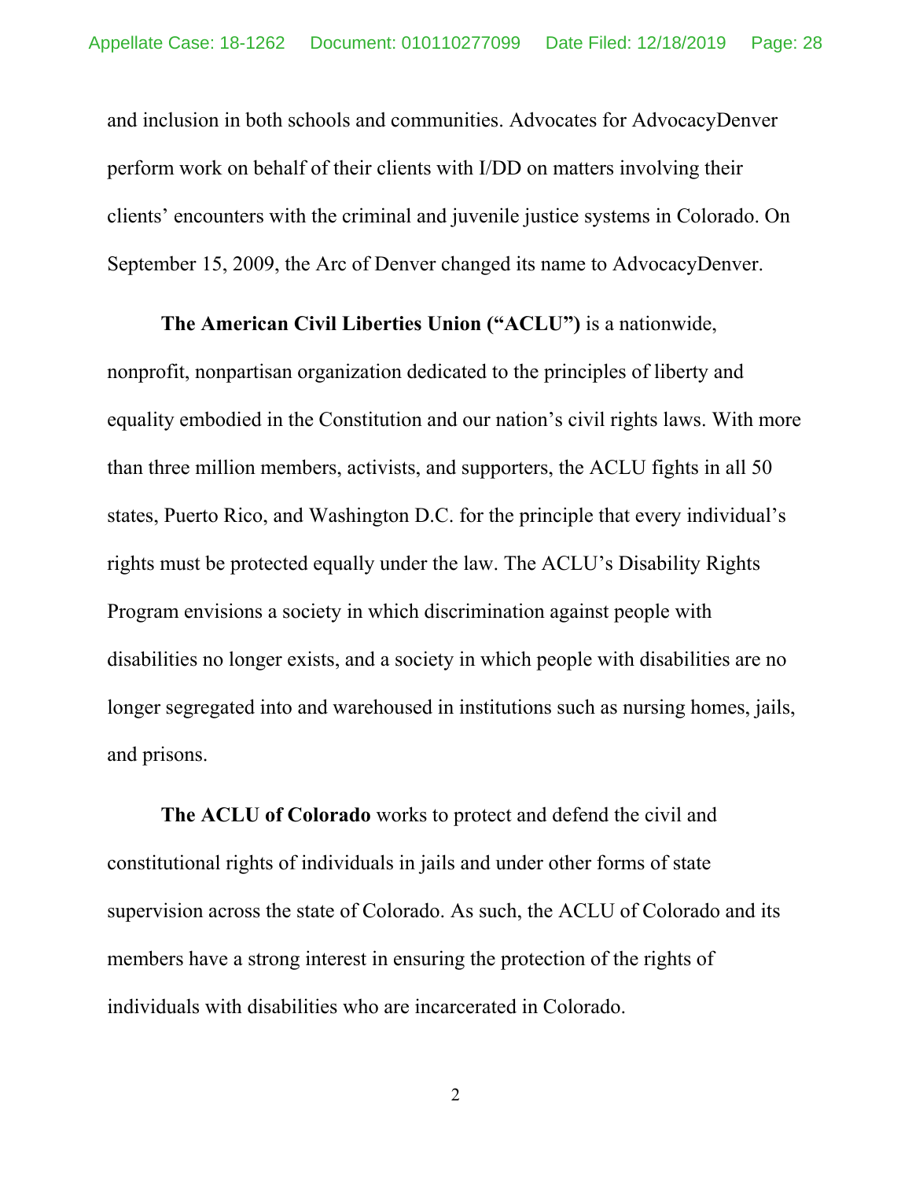and inclusion in both schools and communities. Advocates for AdvocacyDenver perform work on behalf of their clients with I/DD on matters involving their clients' encounters with the criminal and juvenile justice systems in Colorado. On September 15, 2009, the Arc of Denver changed its name to AdvocacyDenver.

**The American Civil Liberties Union ("ACLU")** is a nationwide, nonprofit, nonpartisan organization dedicated to the principles of liberty and equality embodied in the Constitution and our nation's civil rights laws. With more than three million members, activists, and supporters, the ACLU fights in all 50 states, Puerto Rico, and Washington D.C. for the principle that every individual's rights must be protected equally under the law. The ACLU's Disability Rights Program envisions a society in which discrimination against people with disabilities no longer exists, and a society in which people with disabilities are no longer segregated into and warehoused in institutions such as nursing homes, jails, and prisons.

**The ACLU of Colorado** works to protect and defend the civil and constitutional rights of individuals in jails and under other forms of state supervision across the state of Colorado. As such, the ACLU of Colorado and its members have a strong interest in ensuring the protection of the rights of individuals with disabilities who are incarcerated in Colorado.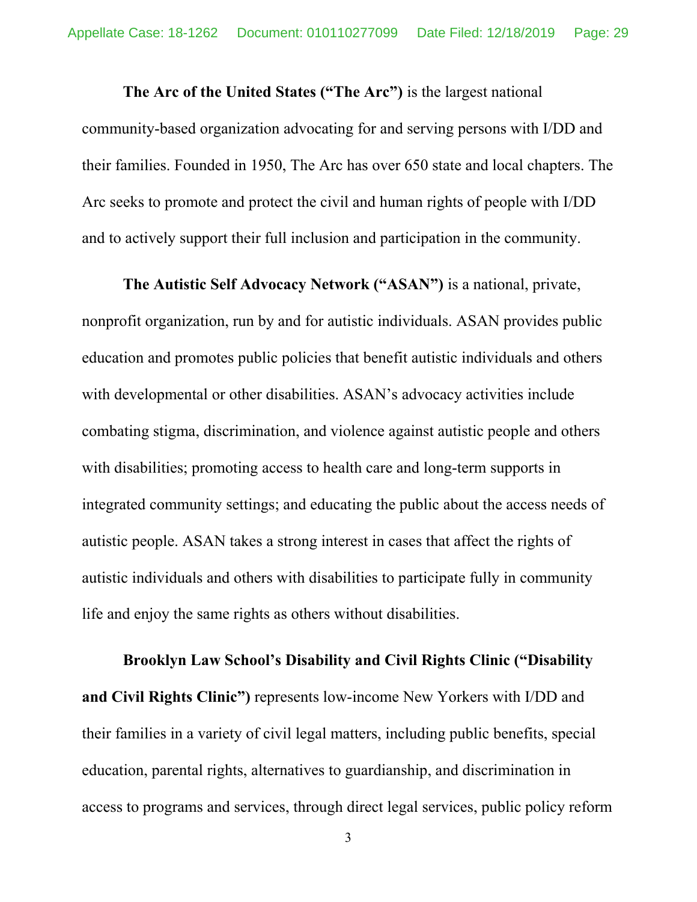**The Arc of the United States ("The Arc")** is the largest national community-based organization advocating for and serving persons with I/DD and their families. Founded in 1950, The Arc has over 650 state and local chapters. The Arc seeks to promote and protect the civil and human rights of people with I/DD and to actively support their full inclusion and participation in the community.

**The Autistic Self Advocacy Network ("ASAN")** is a national, private, nonprofit organization, run by and for autistic individuals. ASAN provides public education and promotes public policies that benefit autistic individuals and others with developmental or other disabilities. ASAN's advocacy activities include combating stigma, discrimination, and violence against autistic people and others with disabilities; promoting access to health care and long-term supports in integrated community settings; and educating the public about the access needs of autistic people. ASAN takes a strong interest in cases that affect the rights of autistic individuals and others with disabilities to participate fully in community life and enjoy the same rights as others without disabilities.

**Brooklyn Law School's Disability and Civil Rights Clinic ("Disability and Civil Rights Clinic")** represents low-income New Yorkers with I/DD and their families in a variety of civil legal matters, including public benefits, special education, parental rights, alternatives to guardianship, and discrimination in access to programs and services, through direct legal services, public policy reform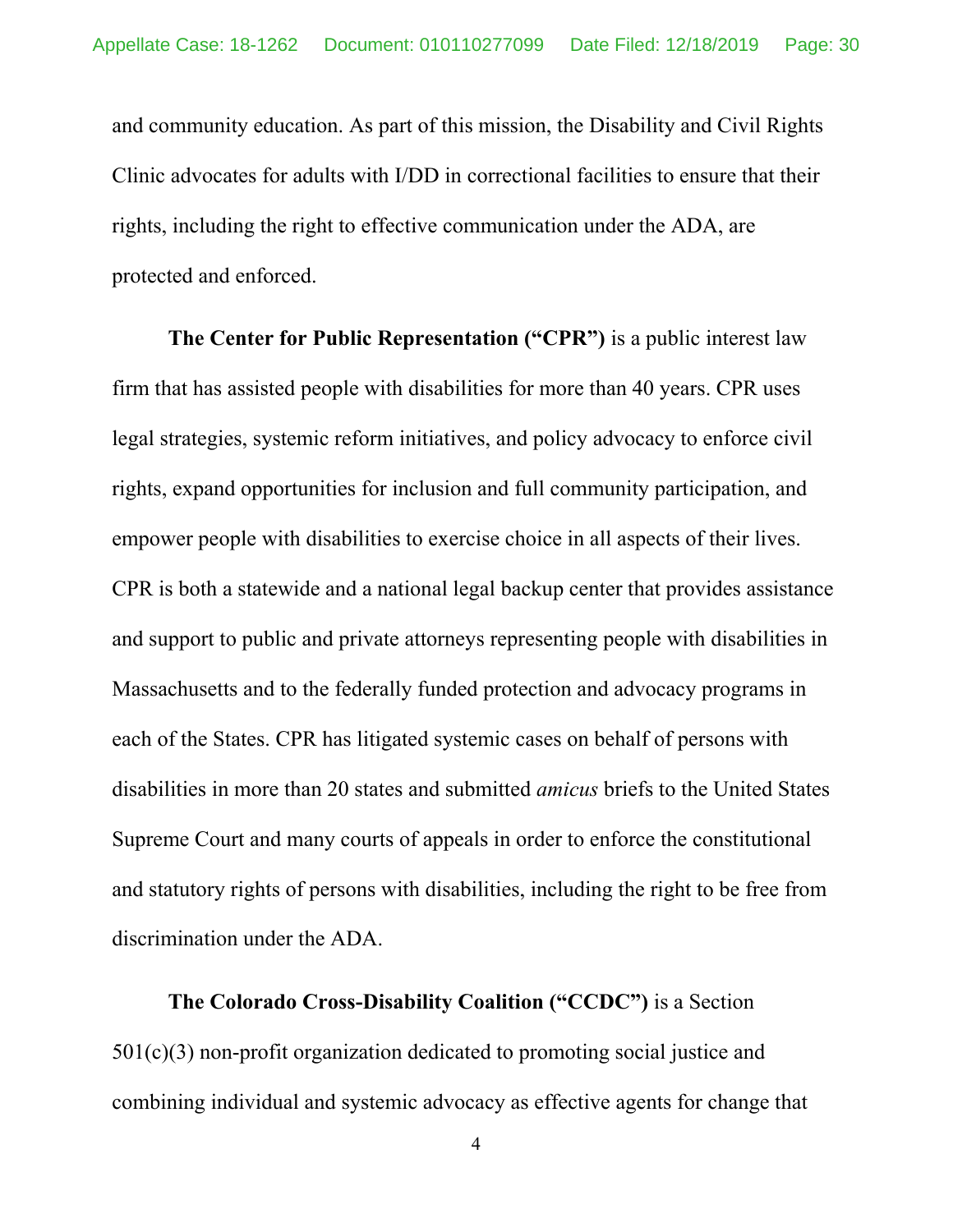and community education. As part of this mission, the Disability and Civil Rights Clinic advocates for adults with I/DD in correctional facilities to ensure that their rights, including the right to effective communication under the ADA, are protected and enforced.

**The Center for Public Representation ("CPR")** is a public interest law firm that has assisted people with disabilities for more than 40 years. CPR uses legal strategies, systemic reform initiatives, and policy advocacy to enforce civil rights, expand opportunities for inclusion and full community participation, and empower people with disabilities to exercise choice in all aspects of their lives. CPR is both a statewide and a national legal backup center that provides assistance and support to public and private attorneys representing people with disabilities in Massachusetts and to the federally funded protection and advocacy programs in each of the States. CPR has litigated systemic cases on behalf of persons with disabilities in more than 20 states and submitted *amicus* briefs to the United States Supreme Court and many courts of appeals in order to enforce the constitutional and statutory rights of persons with disabilities, including the right to be free from discrimination under the ADA.

**The Colorado Cross-Disability Coalition ("CCDC")** is a Section 501(c)(3) non-profit organization dedicated to promoting social justice and combining individual and systemic advocacy as effective agents for change that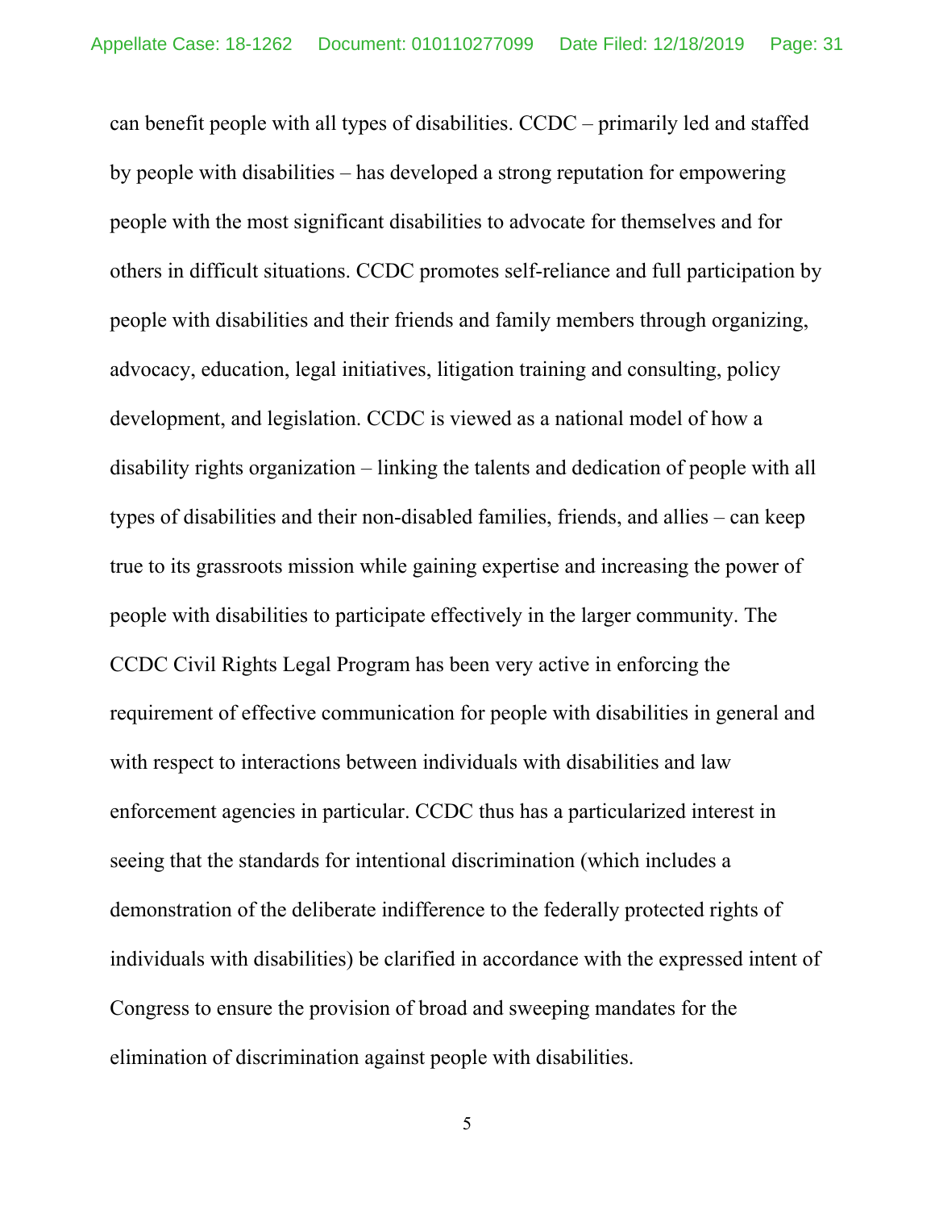can benefit people with all types of disabilities. CCDC – primarily led and staffed by people with disabilities – has developed a strong reputation for empowering people with the most significant disabilities to advocate for themselves and for others in difficult situations. CCDC promotes self-reliance and full participation by people with disabilities and their friends and family members through organizing, advocacy, education, legal initiatives, litigation training and consulting, policy development, and legislation. CCDC is viewed as a national model of how a disability rights organization – linking the talents and dedication of people with all types of disabilities and their non-disabled families, friends, and allies – can keep true to its grassroots mission while gaining expertise and increasing the power of people with disabilities to participate effectively in the larger community. The CCDC Civil Rights Legal Program has been very active in enforcing the requirement of effective communication for people with disabilities in general and with respect to interactions between individuals with disabilities and law enforcement agencies in particular. CCDC thus has a particularized interest in seeing that the standards for intentional discrimination (which includes a demonstration of the deliberate indifference to the federally protected rights of individuals with disabilities) be clarified in accordance with the expressed intent of Congress to ensure the provision of broad and sweeping mandates for the elimination of discrimination against people with disabilities.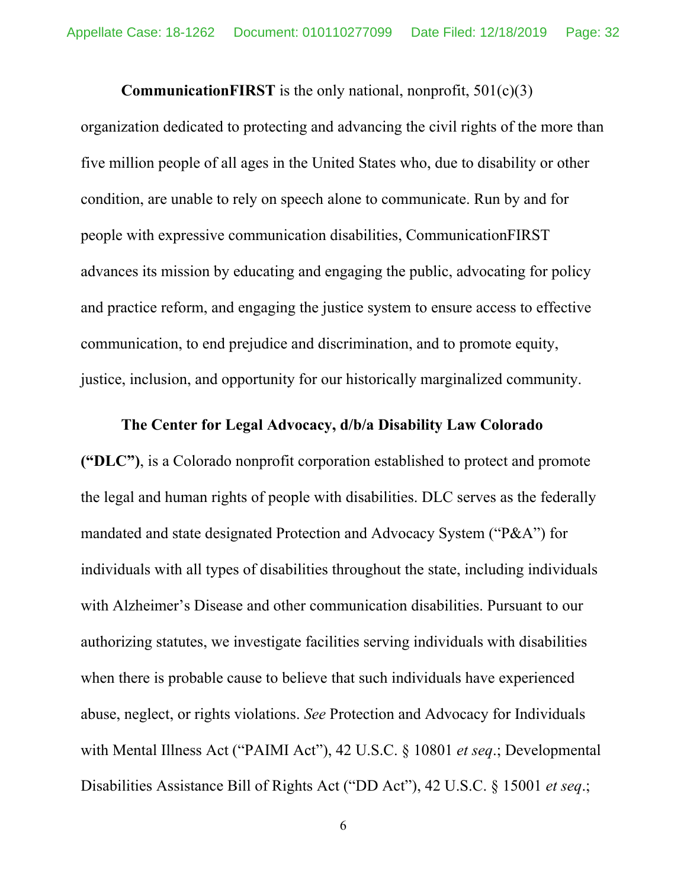**CommunicationFIRST** is the only national, nonprofit, 501(c)(3) organization dedicated to protecting and advancing the civil rights of the more than five million people of all ages in the United States who, due to disability or other condition, are unable to rely on speech alone to communicate. Run by and for people with expressive communication disabilities, CommunicationFIRST advances its mission by educating and engaging the public, advocating for policy and practice reform, and engaging the justice system to ensure access to effective communication, to end prejudice and discrimination, and to promote equity, justice, inclusion, and opportunity for our historically marginalized community.

**The Center for Legal Advocacy, d/b/a Disability Law Colorado ("DLC")**, is a Colorado nonprofit corporation established to protect and promote the legal and human rights of people with disabilities. DLC serves as the federally mandated and state designated Protection and Advocacy System ("P&A") for individuals with all types of disabilities throughout the state, including individuals with Alzheimer's Disease and other communication disabilities. Pursuant to our authorizing statutes, we investigate facilities serving individuals with disabilities when there is probable cause to believe that such individuals have experienced abuse, neglect, or rights violations. *See* Protection and Advocacy for Individuals with Mental Illness Act ("PAIMI Act"), 42 U.S.C. § 10801 *et seq*.; Developmental Disabilities Assistance Bill of Rights Act ("DD Act"), 42 U.S.C. § 15001 *et seq*.;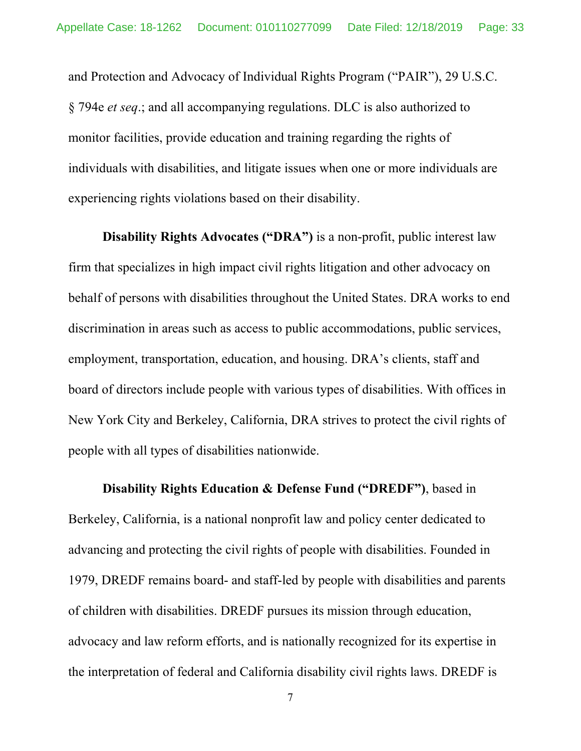and Protection and Advocacy of Individual Rights Program ("PAIR"), 29 U.S.C. § 794e *et seq*.; and all accompanying regulations. DLC is also authorized to monitor facilities, provide education and training regarding the rights of individuals with disabilities, and litigate issues when one or more individuals are experiencing rights violations based on their disability.

**Disability Rights Advocates ("DRA")** is a non-profit, public interest law firm that specializes in high impact civil rights litigation and other advocacy on behalf of persons with disabilities throughout the United States. DRA works to end discrimination in areas such as access to public accommodations, public services, employment, transportation, education, and housing. DRA's clients, staff and board of directors include people with various types of disabilities. With offices in New York City and Berkeley, California, DRA strives to protect the civil rights of people with all types of disabilities nationwide.

**Disability Rights Education & Defense Fund ("DREDF")**, based in Berkeley, California, is a national nonprofit law and policy center dedicated to advancing and protecting the civil rights of people with disabilities. Founded in 1979, DREDF remains board- and staff-led by people with disabilities and parents of children with disabilities. DREDF pursues its mission through education, advocacy and law reform efforts, and is nationally recognized for its expertise in the interpretation of federal and California disability civil rights laws. DREDF is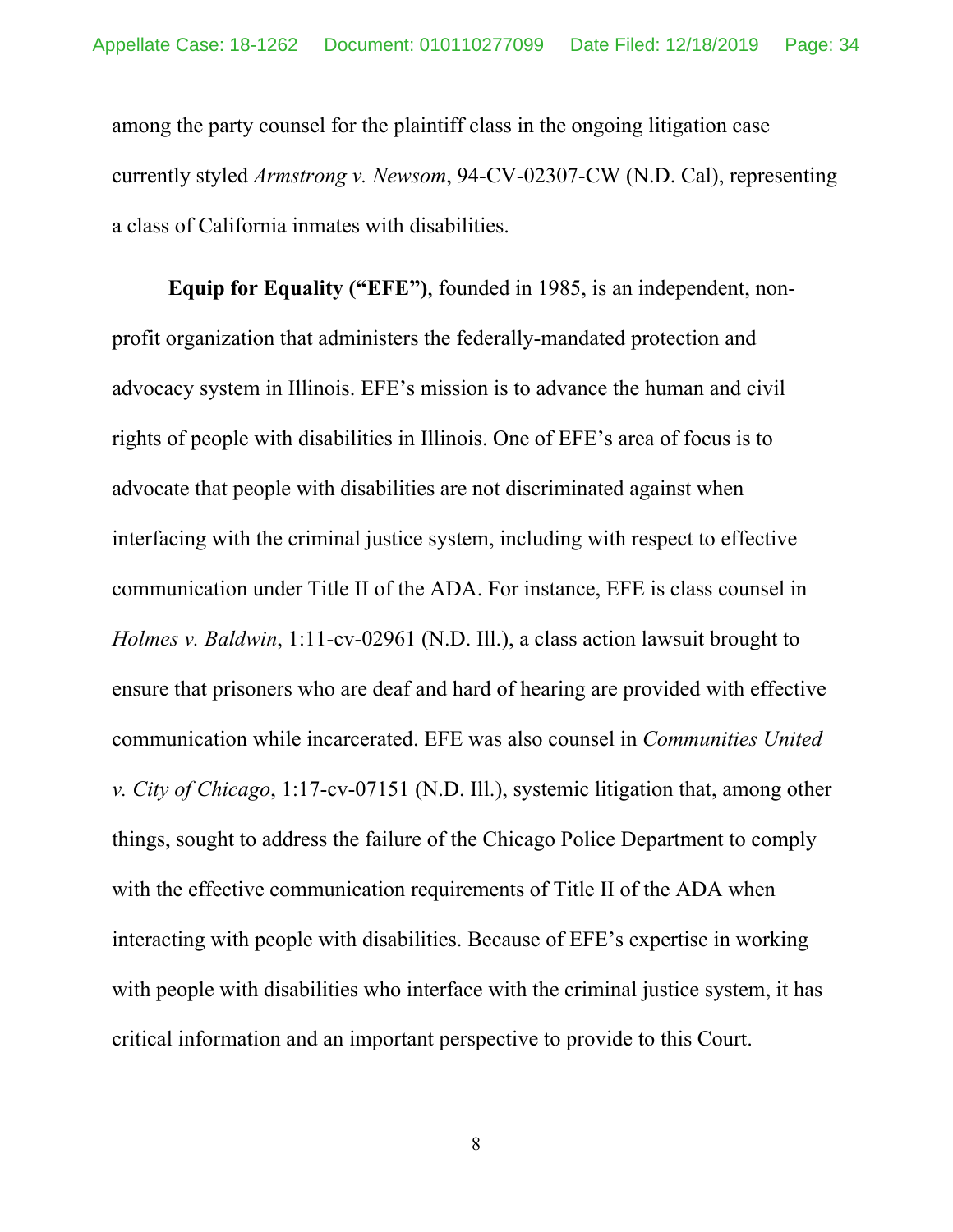among the party counsel for the plaintiff class in the ongoing litigation case currently styled *Armstrong v. Newsom*, 94-CV-02307-CW (N.D. Cal), representing a class of California inmates with disabilities.

**Equip for Equality ("EFE")**, founded in 1985, is an independent, non-profit organization that administers the federally-mandated protection and advocacy system in Illinois. EFE's mission is to advance the human and civil rights of people with disabilities in Illinois. One of EFE's area of focus is to advocate that people with disabilities are not discriminated against when interfacing with the criminal justice system, including with respect to effective communication under Title II of the ADA. For instance, EFE is class counsel in *Holmes v. Baldwin*, 1:11-cv-02961 (N.D. Ill.), a class action lawsuit brought to ensure that prisoners who are deaf and hard of hearing are provided with effective communication while incarcerated. EFE was also counsel in *Communities United v. City of Chicago*, 1:17-cv-07151 (N.D. Ill.), systemic litigation that, among other things, sought to address the failure of the Chicago Police Department to comply with the effective communication requirements of Title II of the ADA when interacting with people with disabilities. Because of EFE's expertise in working with people with disabilities who interface with the criminal justice system, it has critical information and an important perspective to provide to this Court.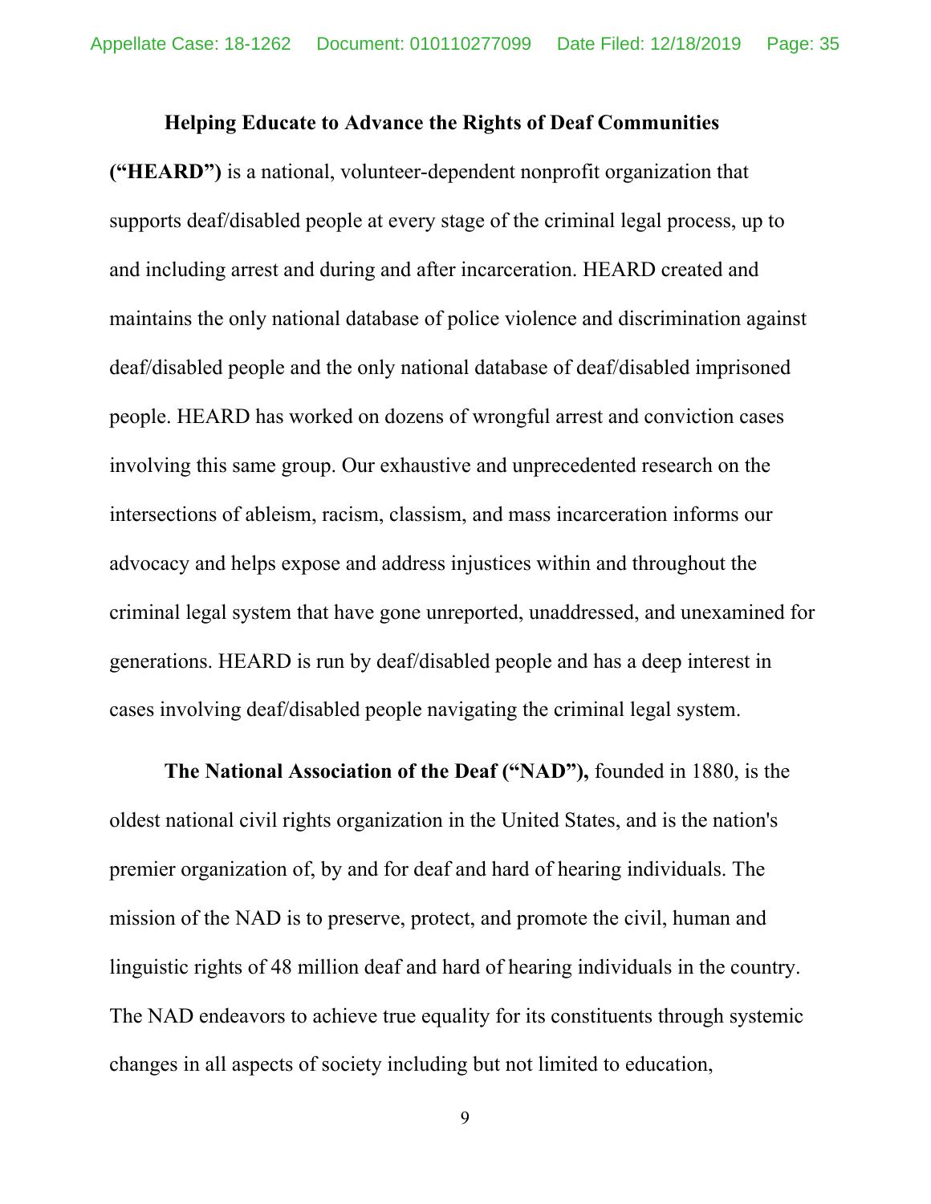**Helping Educate to Advance the Rights of Deaf Communities (“HEARD”)** is a national, volunteer-dependent nonprofit organization that supports deaf/disabled people at every stage of the criminal legal process, up to and including arrest and during and after incarceration. HEARD created and maintains the only national database of police violence and discrimination against deaf/disabled people and the only national database of deaf/disabled imprisoned people. HEARD has worked on dozens of wrongful arrest and conviction cases involving this same group. Our exhaustive and unprecedented research on the intersections of ableism, racism, classism, and mass incarceration informs our advocacy and helps expose and address injustices within and throughout the criminal legal system that have gone unreported, unaddressed, and unexamined for generations. HEARD is run by deaf/disabled people and has a deep interest in cases involving deaf/disabled people navigating the criminal legal system.

**The National Association of the Deaf (“NAD”),** founded in 1880, is the oldest national civil rights organization in the United States, and is the nation's premier organization of, by and for deaf and hard of hearing individuals. The mission of the NAD is to preserve, protect, and promote the civil, human and linguistic rights of 48 million deaf and hard of hearing individuals in the country. The NAD endeavors to achieve true equality for its constituents through systemic changes in all aspects of society including but not limited to education,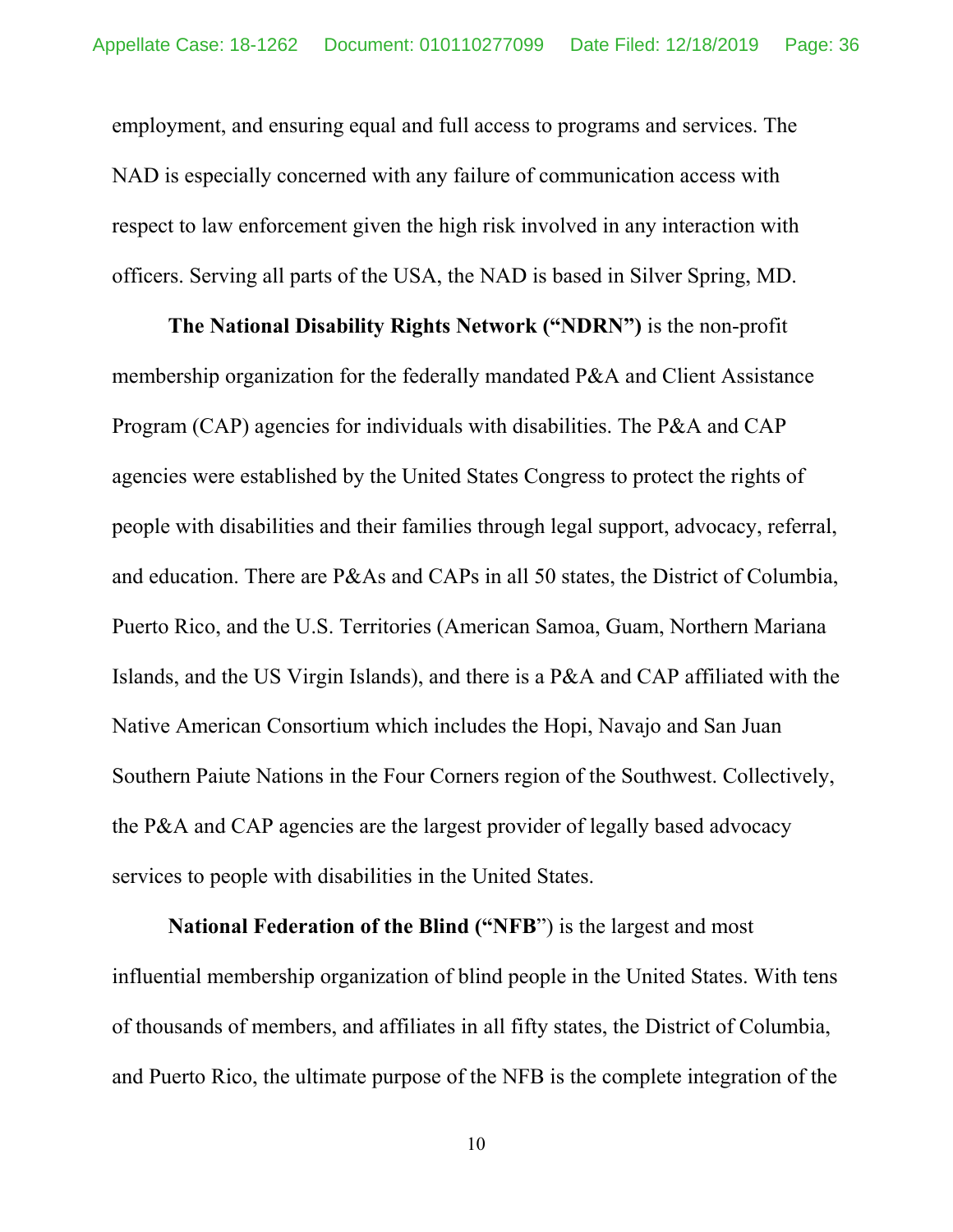employment, and ensuring equal and full access to programs and services. The NAD is especially concerned with any failure of communication access with respect to law enforcement given the high risk involved in any interaction with officers. Serving all parts of the USA, the NAD is based in Silver Spring, MD.

**The National Disability Rights Network ("NDRN")** is the non-profit membership organization for the federally mandated P&A and Client Assistance Program (CAP) agencies for individuals with disabilities. The P&A and CAP agencies were established by the United States Congress to protect the rights of people with disabilities and their families through legal support, advocacy, referral, and education. There are P&As and CAPs in all 50 states, the District of Columbia, Puerto Rico, and the U.S. Territories (American Samoa, Guam, Northern Mariana Islands, and the US Virgin Islands), and there is a P&A and CAP affiliated with the Native American Consortium which includes the Hopi, Navajo and San Juan Southern Paiute Nations in the Four Corners region of the Southwest. Collectively, the P&A and CAP agencies are the largest provider of legally based advocacy services to people with disabilities in the United States.

**National Federation of the Blind ("NFB**") is the largest and most influential membership organization of blind people in the United States. With tens of thousands of members, and affiliates in all fifty states, the District of Columbia, and Puerto Rico, the ultimate purpose of the NFB is the complete integration of the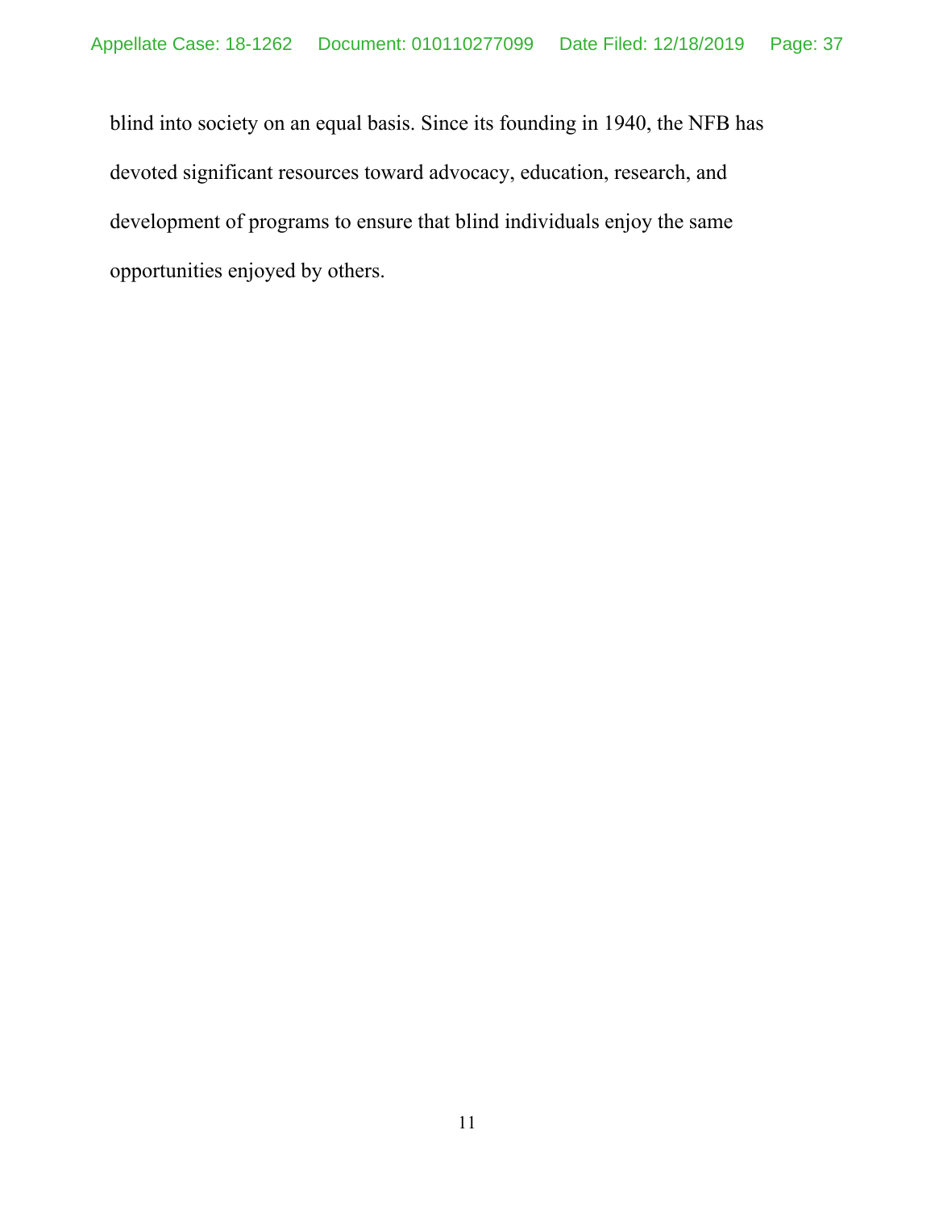blind into society on an equal basis. Since its founding in 1940, the NFB has devoted significant resources toward advocacy, education, research, and development of programs to ensure that blind individuals enjoy the same opportunities enjoyed by others.